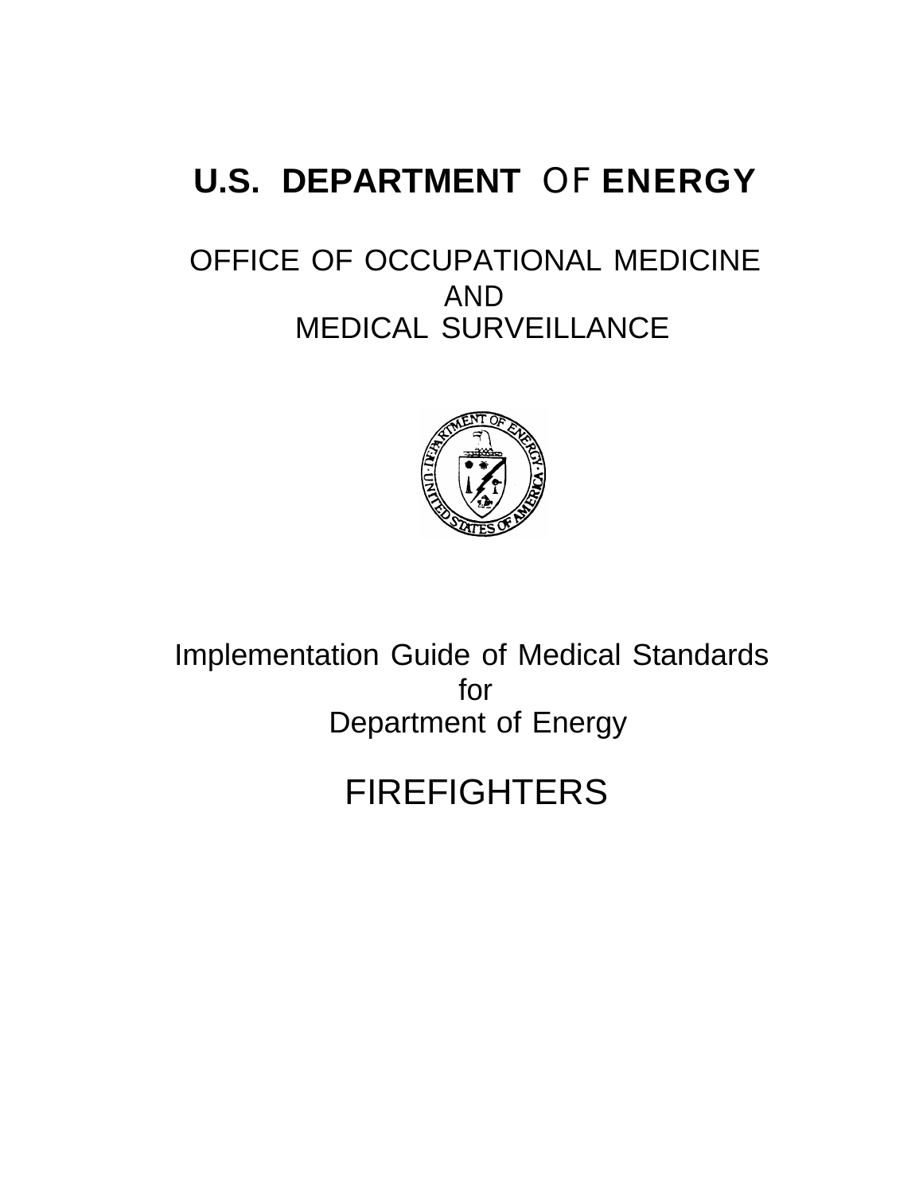# U.S. DEPARTMENT OF ENERGY

## OFFICE OF OCCUPATIONAL MEDICINE AND MEDICAL SURVEILLANCE

Implementation Guide of Medical Standards
for
Department of Energy

# FIREFIGHTERS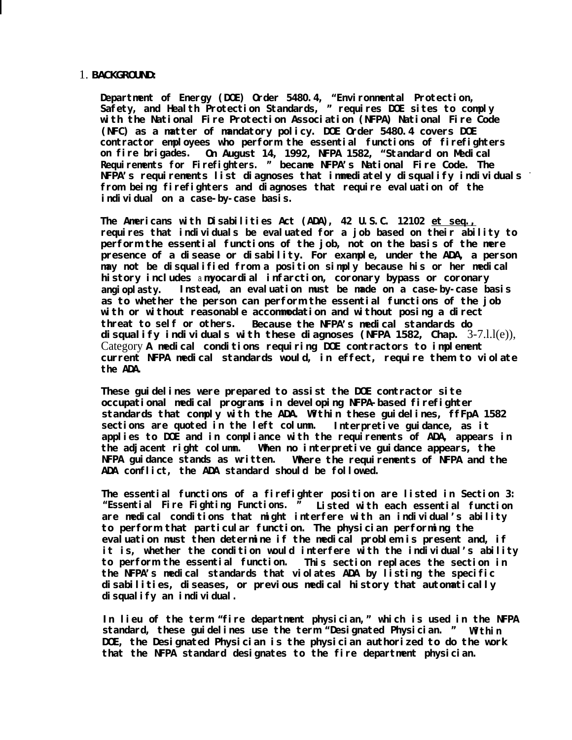## 1. BACKGROUND:

Department of Energy (DOE) Order 5480.4, "Environmental Protection, Safety, and Health Protection Standards," requires DOE sites to comply with the National Fire Protection Association (NFPA) National Fire Code (NFC) as a matter of mandatory policy. DOE Order 5480.4 covers DOE contractor employees who perform the essential functions of firefighters on fire brigades. On August 14, 1992, NFPA 1582, "Standard on Medical Requirements for Firefighters." became NFPA's National Fire Code. The NFPA's requirements list diagnoses that immediately disqualify individuals from being firefighters and diagnoses that require evaluation of the individual on a case-by-case basis.

The Americans with Disabilities Act (ADA), 42 U.S.C. 12102 et seq., requires that individuals be evaluated for a job based on their ability to perform the essential functions of the job, not on the basis of the mere presence of a disease or disability. For example, under the ADA, a person may not be disqualified from a position simply because his or her medical history includes a myocardial infarction, coronary bypass or coronary angioplasty. Instead, an evaluation must be made on a case-by-case basis as to whether the person can perform the essential functions of the job with or without reasonable accommodation and without posing a direct threat to self or others. Because the NFPA's medical standards do disqualify individuals with these diagnoses (NFPA 1582, Chap. 3-7.1.1(e)), Category A medical conditions requiring DOE contractors to implement current NFPA medical standards would, in effect, require them to violate the ADA.

These guidelines were prepared to assist the DOE contractor site occupational medical programs in developing NFPA-based firefighter standards that comply with the ADA. Within these guidelines, NFPA 1582 sections are quoted in the left column. Interpretive guidance, as it applies to DOE and in compliance with the requirements of ADA, appears in the adjacent right column. When no interpretive guidance appears, the NFPA guidance stands as written. Where the requirements of NFPA and the ADA conflict, the ADA standard should be followed.

The essential functions of a firefighter position are listed in Section 3: "Essential Fire Fighting Functions." Listed with each essential function are medical conditions that might interfere with an individual's ability to perform that particular function. The physician performing the evaluation must then determine if the medical problem is present and, if it is, whether the condition would interfere with the individual's ability to perform the essential function. This section replaces the section in the NFPA's medical standards that violates ADA by listing the specific disabilities, diseases, or previous medical history that automatically disqualify an individual.

In lieu of the term "fire department physician," which is used in the NFPA standard, these guidelines use the term "Designated Physician." Within DOE, the Designated Physician is the physician authorized to do the work that the NFPA standard designates to the fire department physician.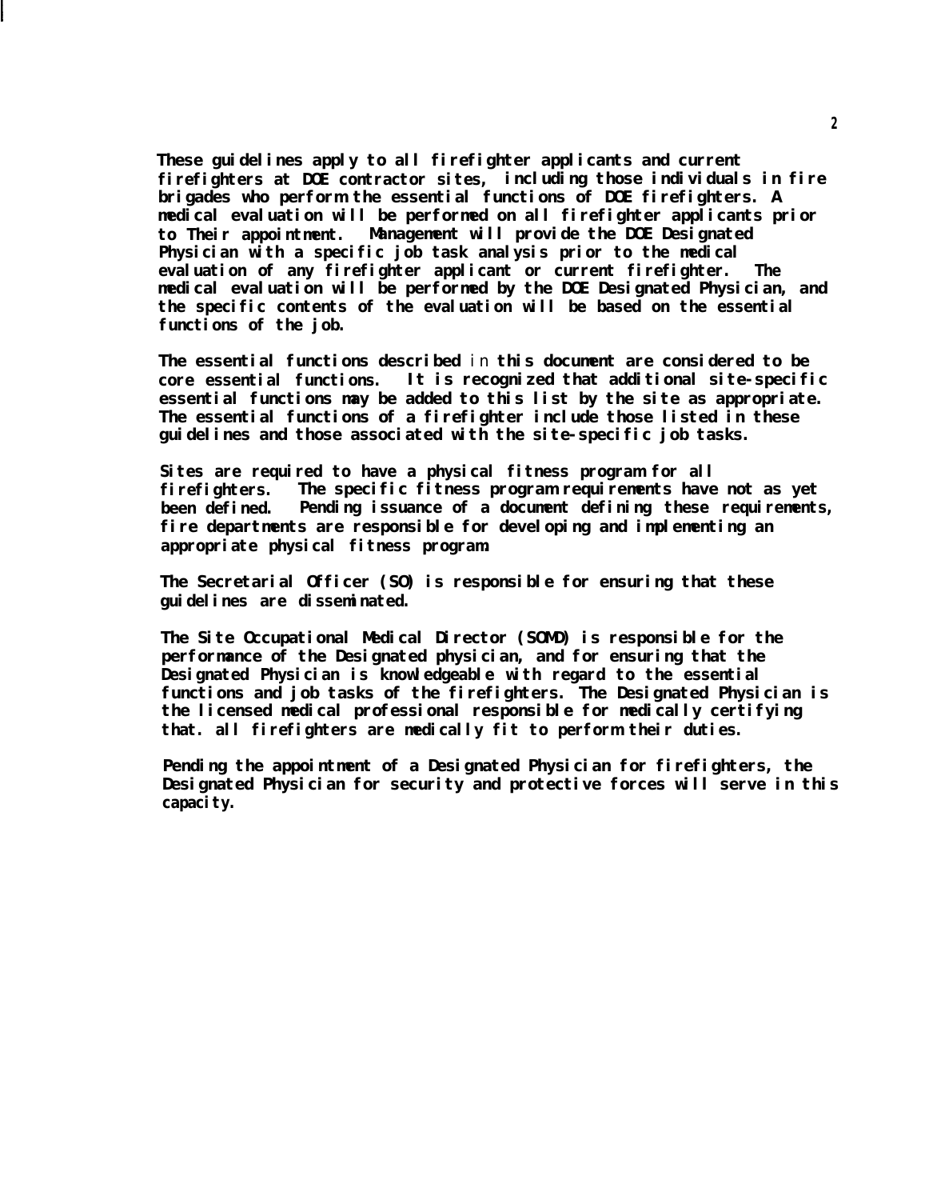These guidelines apply to all firefighter applicants and current firefighters at DOE contractor sites, including those individuals in fire brigades who perform the essential functions of DOE firefighters. A medical evaluation will be performed on all firefighter applicants prior to Their appointment. Management will provide the DOE Designated Physician with a specific job task analysis prior to the medical evaluation of any firefighter applicant or current firefighter. The medical evaluation will be performed by the DOE Designated Physician, and the specific contents of the evaluation will be based on the essential functions of the job.

The essential functions described in this document are considered to be core essential functions. It is recognized that additional site-specific essential functions may be added to this list by the site as appropriate. The essential functions of a firefighter include those listed in these guidelines and those associated with the site-specific job tasks.

Sites are required to have a physical fitness program for all firefighters. The specific fitness program requirements have not as yet been defined. Pending issuance of a document defining these requirements, fire departments are responsible for developing and implementing an appropriate physical fitness program.

The Secretarial Officer (SO) is responsible for ensuring that these guidelines are disseminated.

The Site Occupational Medical Director (SOMD) is responsible for the performance of the Designated physician, and for ensuring that the Designated Physician is knowledgeable with regard to the essential functions and job tasks of the firefighters. The Designated Physician is the licensed medical professional responsible for medically certifying that. all firefighters are medically fit to perform their duties.

Pending the appointment of a Designated Physician for firefighters, the Designated Physician for security and protective forces will serve in this capacity.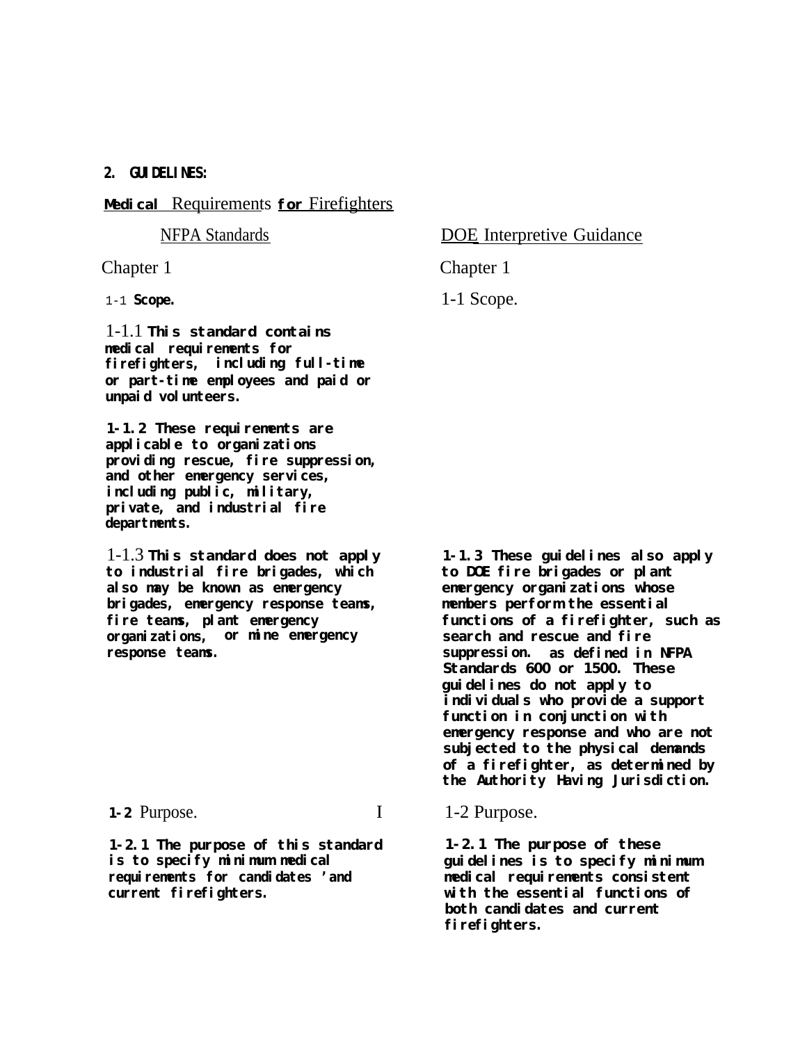**2. GUIDELINES:**

**Medical Requirements for Firefighters**

| NFPA Standards | DOE Interpretive Guidance |
|---|---|
| Chapter 1 | Chapter 1 |
| 1-1 **Scope.** | 1-1 Scope. |
| 1-1.1 **This standard contains medical requirements for firefighters, including full-time or part-time employees and paid or unpaid volunteers.** | |
| **1-1.2 These requirements are applicable to organizations providing rescue, fire suppression, and other emergency services, including public, military, private, and industrial fire departments.** | |
| 1-1.3 **This standard does not apply to industrial fire brigades, which also may be known as emergency brigades, emergency response teams, fire teams, plant emergency organizations, or mine emergency response teams.** | **1-1.3 These guidelines also apply to DOE fire brigades or plant emergency organizations whose members perform the essential functions of a firefighter, such as search and rescue and fire suppression. as defined in NFPA Standards 600 or 1500. These guidelines do not apply to individuals who provide a support function in conjunction with emergency response and who are not subjected to the physical demands of a firefighter, as determined by the Authority Having Jurisdiction.** |
| **1-2** Purpose. | 1-2 Purpose. |
| **1-2.1 The purpose of this standard is to specify minimum medical requirements for candidates 'and current firefighters.** | **1-2.1 The purpose of these guidelines is to specify minimum medical requirements consistent with the essential functions of both candidates and current firefighters.** |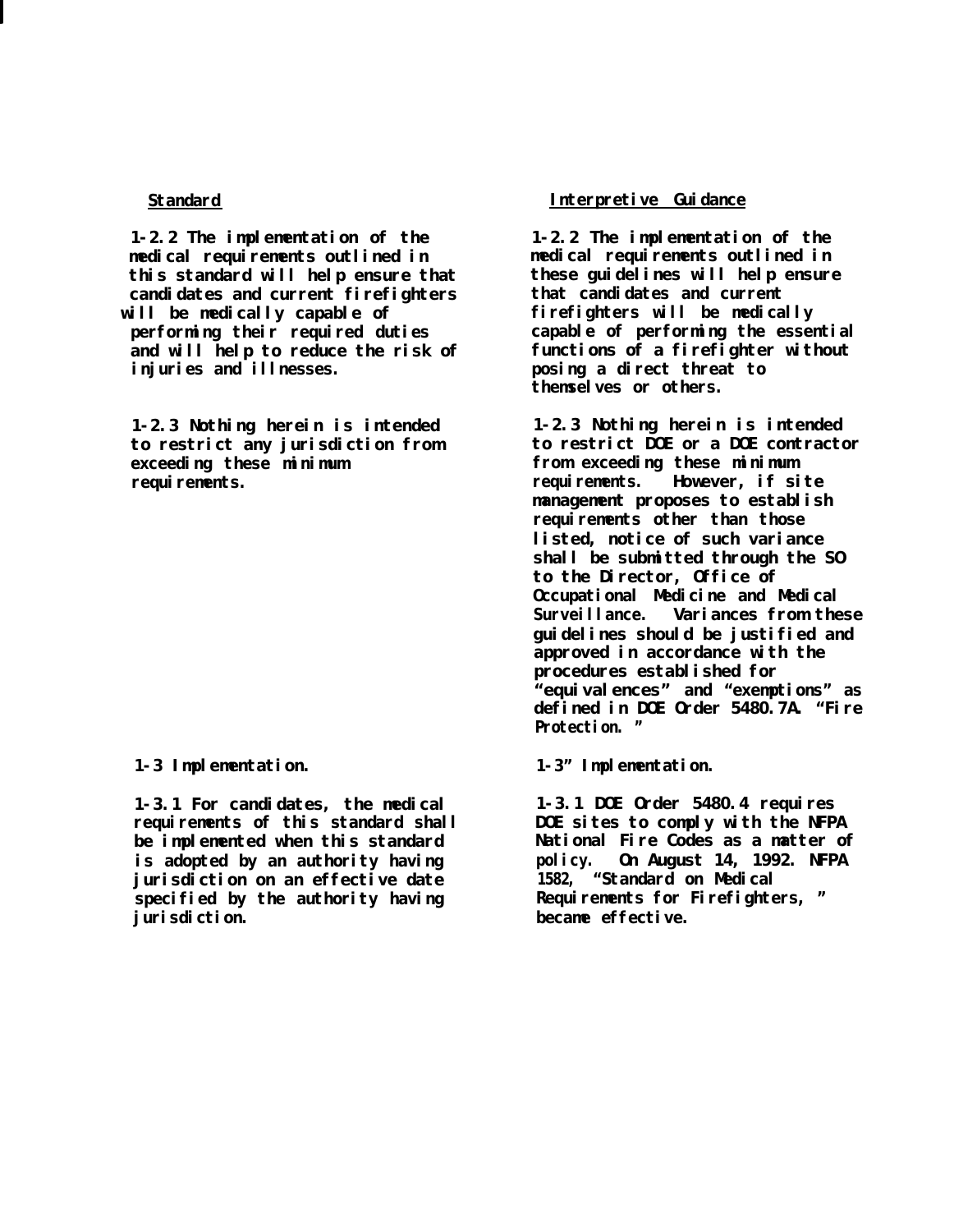| Standard | Interpretive Guidance |
| --- | --- |
| **1-2.2 The implementation of the medical requirements outlined in this standard will help ensure that candidates and current firefighters will be medically capable of performing their required duties and will help to reduce the risk of injuries and illnesses.** | **1-2.2 The implementation of the medical requirements outlined in these guidelines will help ensure that candidates and current firefighters will be medically capable of performing the essential functions of a firefighter without posing a direct threat to themselves or others.** |
| **1-2.3 Nothing herein is intended to restrict any jurisdiction from exceeding these minimum requirements.** | **1-2.3 Nothing herein is intended to restrict DOE or a DOE contractor from exceeding these minimum requirements. However, if site management proposes to establish requirements other than those listed, notice of such variance shall be submitted through the SO to the Director, Office of Occupational Medicine and Medical Surveillance. Variances from these guidelines should be justified and approved in accordance with the procedures established for "equivalences" and "exemptions" as defined in DOE Order 5480.7A. "Fire Protection."** |
| **1-3 Implementation.** | **1-3" Implementation.** |
| **1-3.1 For candidates, the medical requirements of this standard shall be implemented when this standard is adopted by an authority having jurisdiction on an effective date specified by the authority having jurisdiction.** | **1-3.1 DOE Order 5480.4 requires DOE sites to comply with the NFPA National Fire Codes as a matter of policy. On August 14, 1992. NFPA 1582, "Standard on Medical Requirements for Firefighters," became effective.** |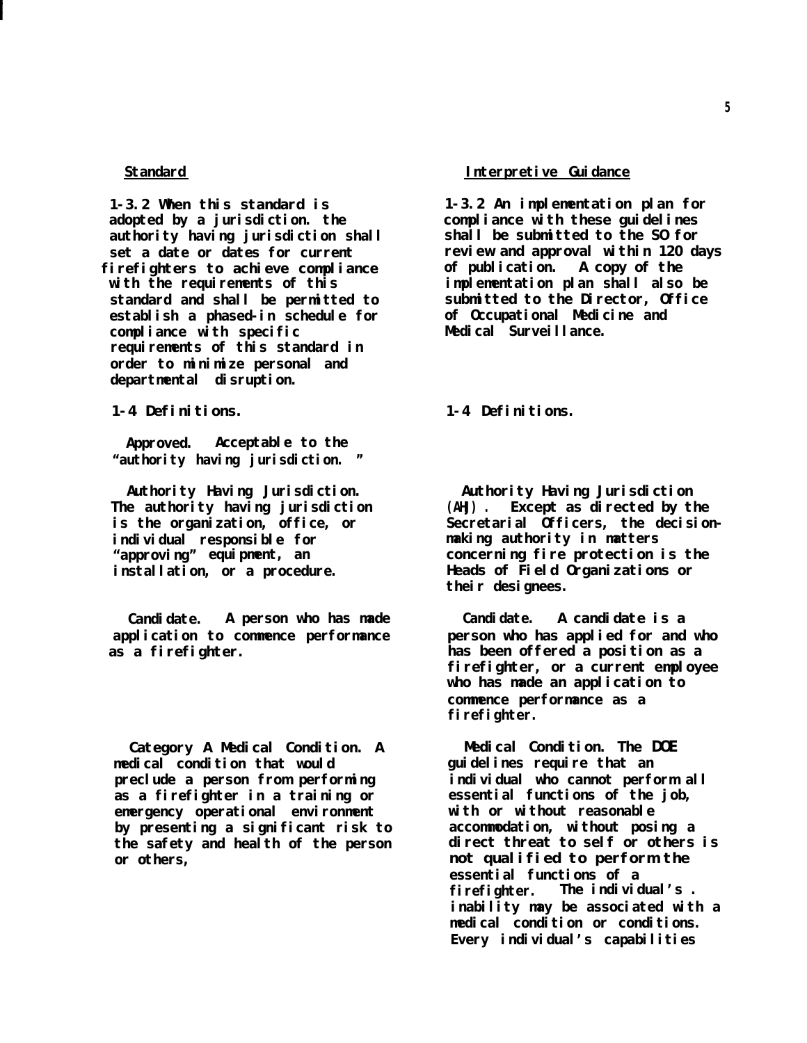| Standard | Interpretive Guidance |
|---|---|
| 1-3.2 When this standard is adopted by a jurisdiction. the authority having jurisdiction shall set a date or dates for current firefighters to achieve compliance with the requirements of this standard and shall be permitted to establish a phased-in schedule for compliance with specific requirements of this standard in order to minimize personal and departmental disruption. | 1-3.2 An implementation plan for compliance with these guidelines shall be submitted to the SO for review and approval within 120 days of publication. A copy of the implementation plan shall also be submitted to the Director, Office of Occupational Medicine and Medical Surveillance. |
| 1-4 Definitions. | 1-4 Definitions. |
| Approved. Acceptable to the "authority having jurisdiction." | |
| Authority Having Jurisdiction. The authority having jurisdiction is the organization, office, or individual responsible for "approving" equipment, an installation, or a procedure. | Authority Having Jurisdiction (AHJ). Except as directed by the Secretarial Officers, the decision-making authority in matters concerning fire protection is the Heads of Field Organizations or their designees. |
| Candidate. A person who has made application to commence performance as a firefighter. | Candidate. A candidate is a person who has applied for and who has been offered a position as a firefighter, or a current employee who has made an application to commence performance as a firefighter. |
| Category A Medical Condition. A medical condition that would preclude a person from performing as a firefighter in a training or emergency operational environment by presenting a significant risk to the safety and health of the person or others, | Medical Condition. The DOE guidelines require that an individual who cannot perform all essential functions of the job, with or without reasonable accommodation, without posing a direct threat to self or others is not qualified to perform the essential functions of a firefighter. The individual's inability may be associated with a medical condition or conditions. Every individual's capabilities |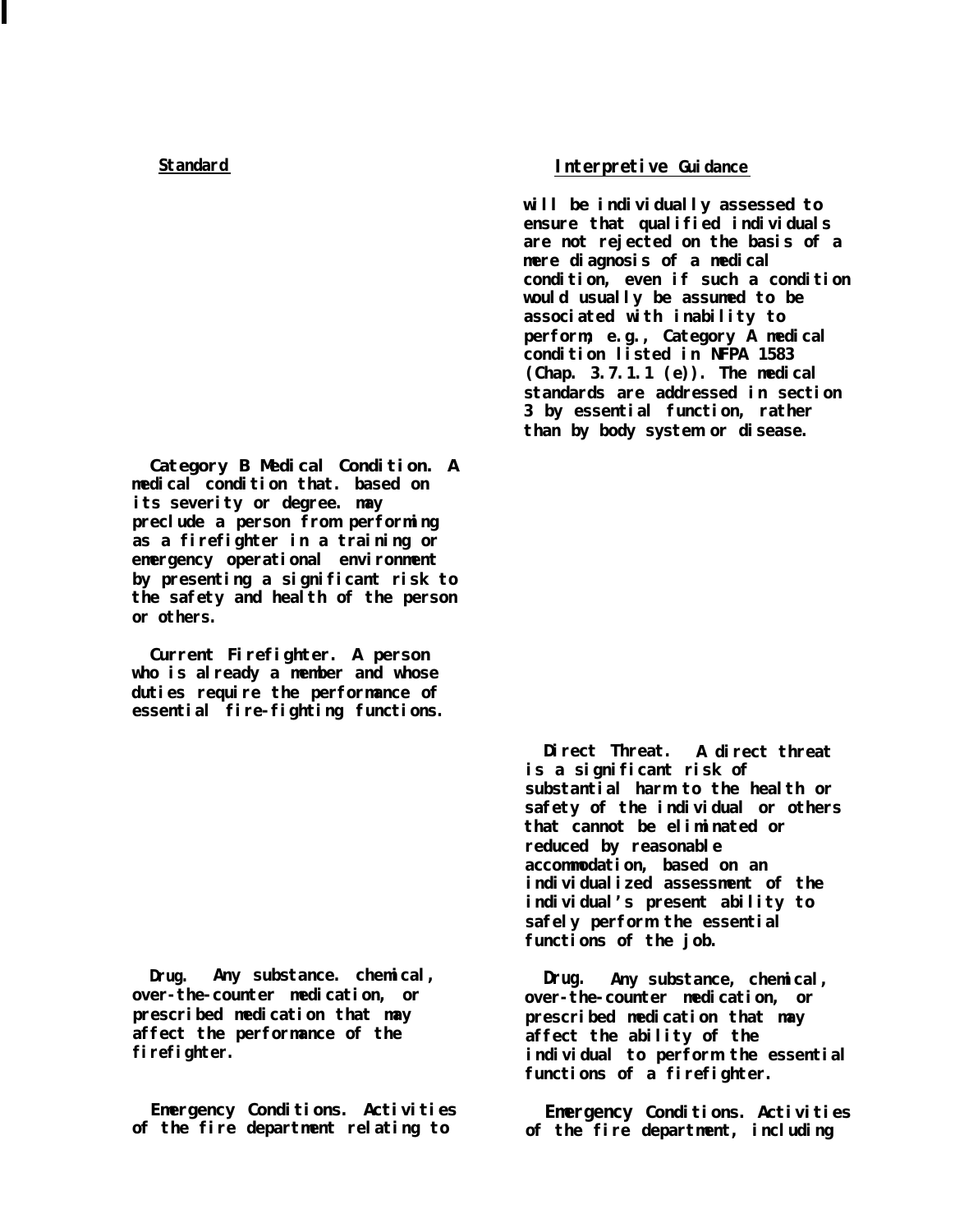| Standard | Interpretive Guidance |
|---|---|
| | will be individually assessed to ensure that qualified individuals are not rejected on the basis of a mere diagnosis of a medical condition, even if such a condition would usually be assumed to be associated with inability to perform; e.g., Category A medical condition listed in NFPA 1583 (Chap. 3.7.1.1 (e)). The medical standards are addressed in section 3 by essential function, rather than by body system or disease. |
| Category B Medical Condition. A medical condition that. based on its severity or degree. may preclude a person from performing as a firefighter in a training or emergency operational environment by presenting a significant risk to the safety and health of the person or others. | |
| Current Firefighter. A person who is already a member and whose duties require the performance of essential fire-fighting functions. | |
| | Direct Threat. A direct threat is a significant risk of substantial harm to the health or safety of the individual or others that cannot be eliminated or reduced by reasonable accommodation, based on an individualized assessment of the individual's present ability to safely perform the essential functions of the job. |
| Drug. Any substance. chemical, over-the-counter medication, or prescribed medication that may affect the performance of the firefighter. | Drug. Any substance, chemical, over-the-counter medication, or prescribed medication that may affect the ability of the individual to perform the essential functions of a firefighter. |
| Emergency Conditions. Activities of the fire department relating to | Emergency Conditions. Activities of the fire department, including |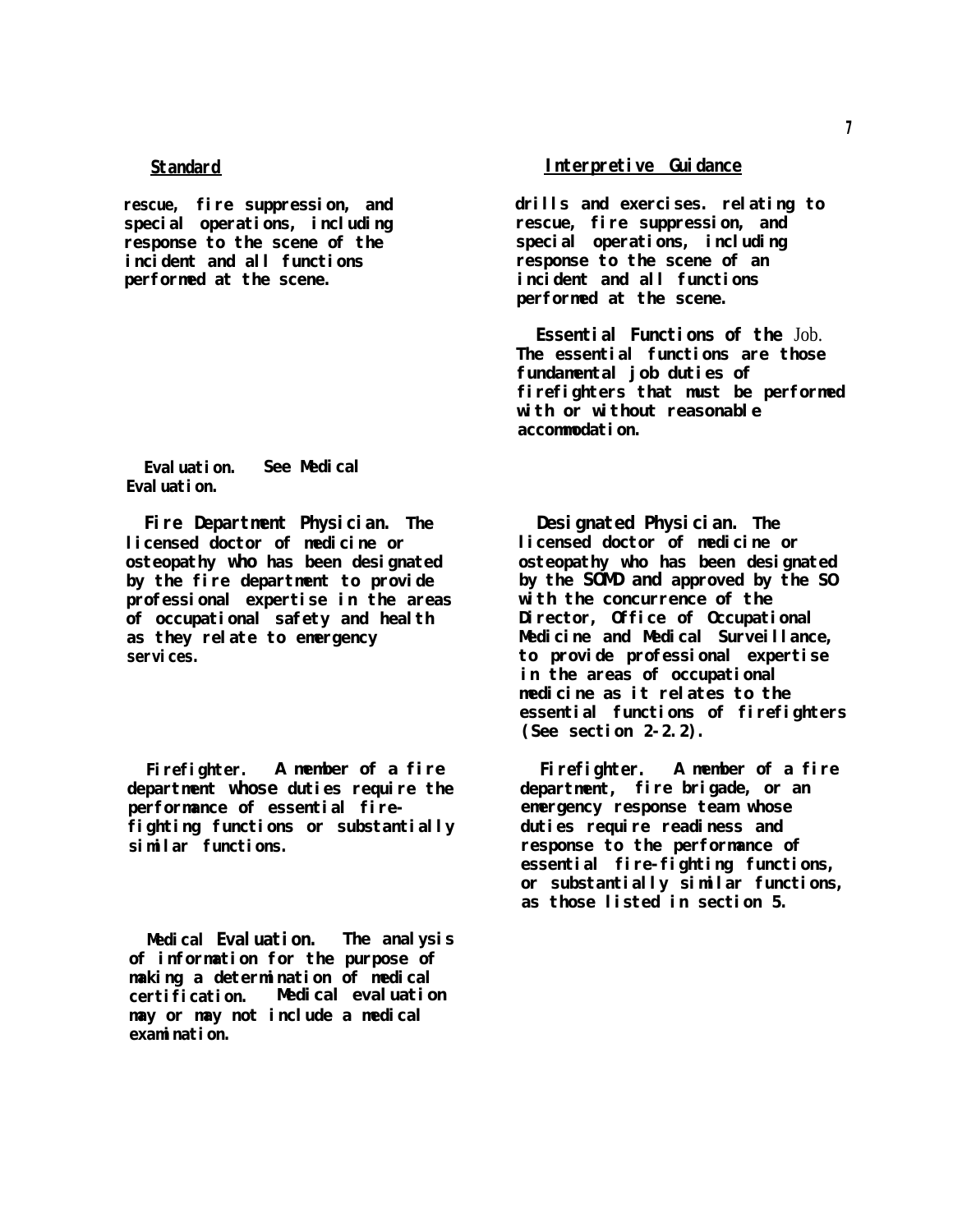| Standard | Interpretive Guidance |
| --- | --- |
| rescue, fire suppression, and special operations, including response to the scene of the incident and all functions performed at the scene. | drills and exercises. relating to rescue, fire suppression, and special operations, including response to the scene of an incident and all functions performed at the scene. |
| | **Essential Functions of the Job.** The essential functions are those fundamental job duties of firefighters that must be performed with or without reasonable accommodation. |
| **Evaluation.** See Medical Evaluation. | |
| **Fire Department Physician.** The licensed doctor of medicine or osteopathy who has been designated by the fire department to provide professional expertise in the areas of occupational safety and health as they relate to emergency services. | **Designated Physician.** The licensed doctor of medicine or osteopathy who has been designated by the SOMD and approved by the SO with the concurrence of the Director, Office of Occupational Medicine and Medical Surveillance, to provide professional expertise in the areas of occupational medicine as it relates to the essential functions of firefighters (See section 2-2.2). |
| **Firefighter.** A member of a fire department whose duties require the performance of essential fire-fighting functions or substantially similar functions. | **Firefighter.** A member of a fire department, fire brigade, or an emergency response team whose duties require readiness and response to the performance of essential fire-fighting functions, or substantially similar functions, as those listed in section 5. |
| **Medical Evaluation.** The analysis of information for the purpose of making a determination of medical certification. Medical evaluation may or may not include a medical examination. | |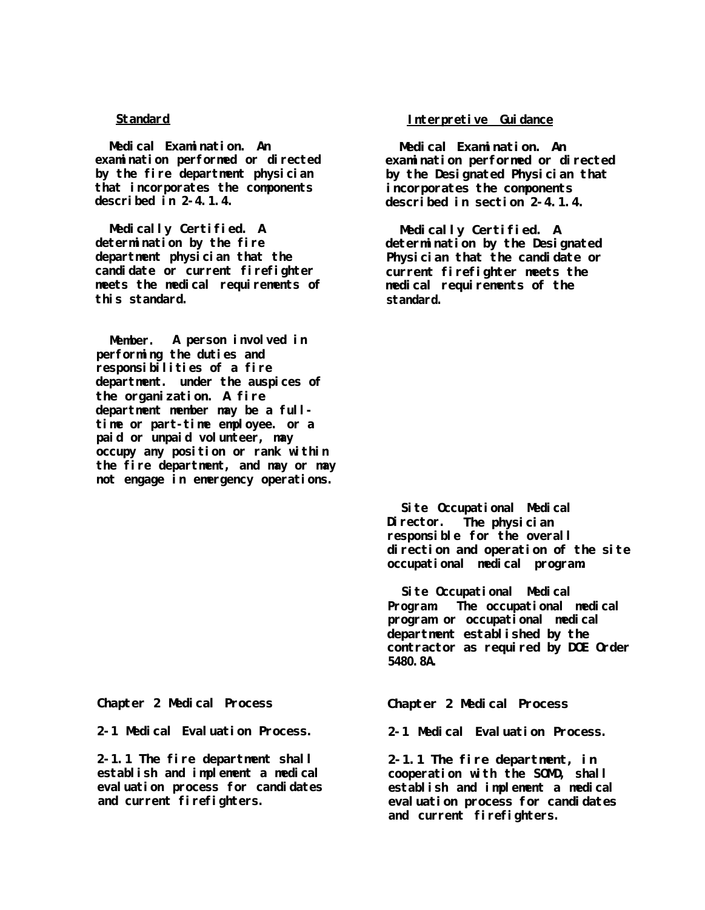| Standard | Interpretive Guidance |
|---|---|
| **Medical Examination.** An examination performed or directed by the fire department physician that incorporates the components described in 2-4.1.4. | **Medical Examination.** An examination performed or directed by the Designated Physician that incorporates the components described in section 2-4.1.4. |
| **Medically Certified.** A determination by the fire department physician that the candidate or current firefighter meets the medical requirements of this standard. | **Medically Certified.** A determination by the Designated Physician that the candidate or current firefighter meets the medical requirements of the standard. |
| **Member.** A person involved in performing the duties and responsibilities of a fire department. under the auspices of the organization. A fire department member may be a full-time or part-time employee. or a paid or unpaid volunteer, may occupy any position or rank within the fire department, and may or may not engage in emergency operations. | |
| | **Site Occupational Medical Director.** The physician responsible for the overall direction and operation of the site occupational medical program. |
| | **Site Occupational Medical Program.** The occupational medical program or occupational medical department established by the contractor as required by DOE Order 5480.8A. |
| **Chapter 2 Medical Process** | **Chapter 2 Medical Process** |
| **2-1 Medical Evaluation Process.** | **2-1 Medical Evaluation Process.** |
| 2-1.1 The fire department shall establish and implement a medical evaluation process for candidates and current firefighters. | 2-1.1 The fire department, in cooperation with the SOMD, shall establish and implement a medical evaluation process for candidates and current firefighters. |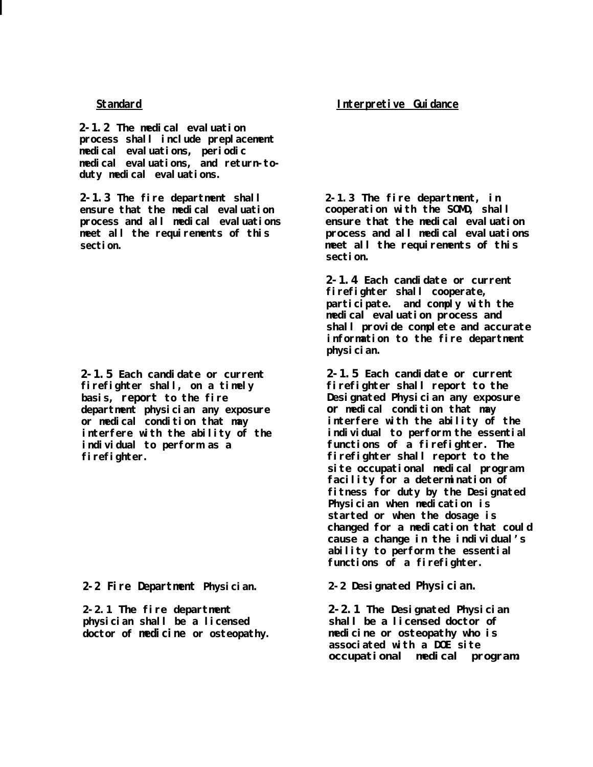| Standard | Interpretive Guidance |
|---|---|
| **2-1.2** The medical evaluation process shall include preplacement medical evaluations, periodic medical evaluations, and return-to-duty medical evaluations. | |
| **2-1.3** The fire department shall ensure that the medical evaluation process and all medical evaluations meet all the requirements of this section. | **2-1.3** The fire department, in cooperation with the SOMD, shall ensure that the medical evaluation process and all medical evaluations meet all the requirements of this section. |
| | **2-1.4** Each candidate or current firefighter shall cooperate, participate. and comply with the medical evaluation process and shall provide complete and accurate information to the fire department physician. |
| **2-1.5** Each candidate or current firefighter shall, on a timely basis, report to the fire department physician any exposure or medical condition that may interfere with the ability of the individual to perform as a firefighter. | **2-1.5** Each candidate or current firefighter shall report to the Designated Physician any exposure or medical condition that may interfere with the ability of the individual to perform the essential functions of a firefighter. The firefighter shall report to the site occupational medical program facility for a determination of fitness for duty by the Designated Physician when medication is started or when the dosage is changed for a medication that could cause a change in the individual's ability to perform the essential functions of a firefighter. |
| **2-2 Fire Department Physician.** | **2-2 Designated Physician.** |
| **2-2.1** The fire department physician shall be a licensed doctor of medicine or osteopathy. | **2-2.1** The Designated Physician shall be a licensed doctor of medicine or osteopathy who is associated with a DOE site occupational medical program. |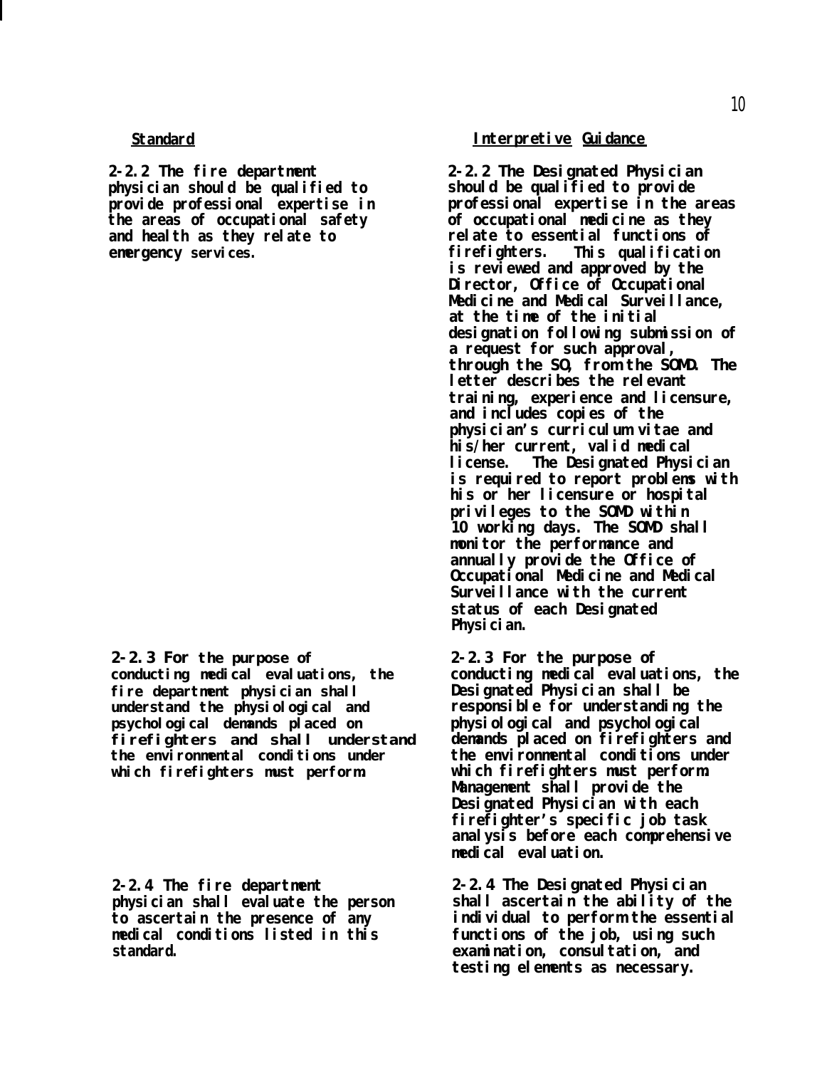| **Standard** | **Interpretive Guidance** |
|---|---|
| 2-2.2 The fire department physician should be qualified to provide professional expertise in the areas of occupational safety and health as they relate to emergency services. | 2-2.2 The Designated Physician should be qualified to provide professional expertise in the areas of occupational medicine as they relate to essential functions of firefighters. This qualification is reviewed and approved by the Director, Office of Occupational Medicine and Medical Surveillance, at the time of the initial designation following submission of a request for such approval, through the SO, from the SOMD. The letter describes the relevant training, experience and licensure, and includes copies of the physician's curriculum vitae and his/her current, valid medical license. The Designated Physician is required to report problems with his or her licensure or hospital privileges to the SOMD within 10 working days. The SOMD shall monitor the performance and annually provide the Office of Occupational Medicine and Medical Surveillance with the current status of each Designated Physician. |
| 2-2.3 For the purpose of conducting medical evaluations, the fire department physician shall understand the physiological and psychological demands placed on firefighters and shall understand the environmental conditions under which firefighters must perform. | 2-2.3 For the purpose of conducting medical evaluations, the Designated Physician shall be responsible for understanding the physiological and psychological demands placed on firefighters and the environmental conditions under which firefighters must perform. Management shall provide the Designated Physician with each firefighter's specific job task analysis before each comprehensive medical evaluation. |
| 2-2.4 The fire department physician shall evaluate the person to ascertain the presence of any medical conditions listed in this standard. | 2-2.4 The Designated Physician shall ascertain the ability of the individual to perform the essential functions of the job, using such examination, consultation, and testing elements as necessary. |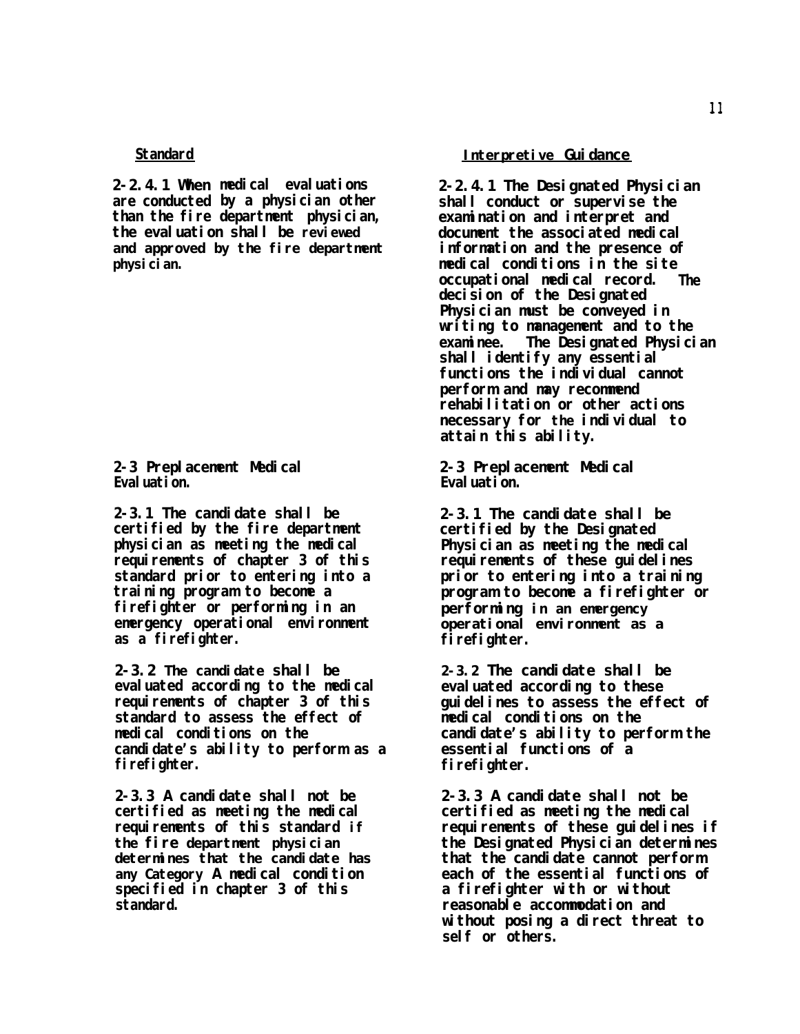| Standard | Interpretive Guidance |
|---|---|
| **2-2.4.1 When medical evaluations are conducted by a physician other than the fire department physician, the evaluation shall be reviewed and approved by the fire department physician.** | **2-2.4.1 The Designated Physician shall conduct or supervise the examination and interpret and document the associated medical information and the presence of medical conditions in the site occupational medical record. The decision of the Designated Physician must be conveyed in writing to management and to the examinee. The Designated Physician shall identify any essential functions the individual cannot perform and may recommend rehabilitation or other actions necessary for the individual to attain this ability.** |
| **2-3 Preplacement Medical Evaluation.** | **2-3 Preplacement Medical Evaluation.** |
| **2-3.1 The candidate shall be certified by the fire department physician as meeting the medical requirements of chapter 3 of this standard prior to entering into a training program to become a firefighter or performing in an emergency operational environment as a firefighter.** | **2-3.1 The candidate shall be certified by the Designated Physician as meeting the medical requirements of these guidelines prior to entering into a training program to become a firefighter or performing in an emergency operational environment as a firefighter.** |
| **2-3.2 The candidate shall be evaluated according to the medical requirements of chapter 3 of this standard to assess the effect of medical conditions on the candidate's ability to perform as a firefighter.** | **2-3.2 The candidate shall be evaluated according to these guidelines to assess the effect of medical conditions on the candidate's ability to perform the essential functions of a firefighter.** |
| **2-3.3 A candidate shall not be certified as meeting the medical requirements of this standard if the fire department physician determines that the candidate has any Category A medical condition specified in chapter 3 of this standard.** | **2-3.3 A candidate shall not be certified as meeting the medical requirements of these guidelines if the Designated Physician determines that the candidate cannot perform each of the essential functions of a firefighter with or without reasonable accommodation and without posing a direct threat to self or others.** |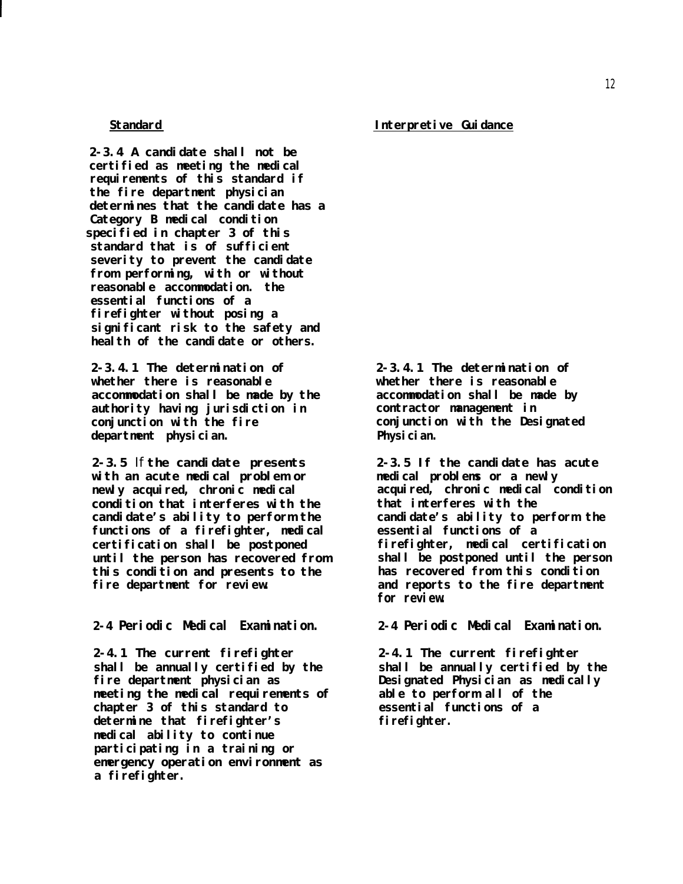| Standard | Interpretive Guidance |
|---|---|
| **2-3.4 A candidate shall not be certified as meeting the medical requirements of this standard if the fire department physician determines that the candidate has a Category B medical condition specified in chapter 3 of this standard that is of sufficient severity to prevent the candidate from performing, with or without reasonable accommodation. the essential functions of a firefighter without posing a significant risk to the safety and health of the candidate or others.** | |
| **2-3.4.1 The determination of whether there is reasonable accommodation shall be made by the authority having jurisdiction in conjunction with the fire department physician.** | **2-3.4.1 The determination of whether there is reasonable accommodation shall be made by contractor management in conjunction with the Designated Physician.** |
| **2-3.5** If **the candidate presents with an acute medical problem or newly acquired, chronic medical condition that interferes with the candidate's ability to perform the functions of a firefighter, medical certification shall be postponed until the person has recovered from this condition and presents to the fire department for review.** | **2-3.5 If the candidate has acute medical problems or a newly acquired, chronic medical condition that interferes with the candidate's ability to perform the essential functions of a firefighter, medical certification shall be postponed until the person has recovered from this condition and reports to the fire department for review.** |
| **2-4 Periodic Medical Examination.** | **2-4 Periodic Medical Examination.** |
| **2-4.1 The current firefighter shall be annually certified by the fire department physician as meeting the medical requirements of chapter 3 of this standard to determine that firefighter's medical ability to continue participating in a training or emergency operation environment as a firefighter.** | **2-4.1 The current firefighter shall be annually certified by the Designated Physician as medically able to perform all of the essential functions of a firefighter.** |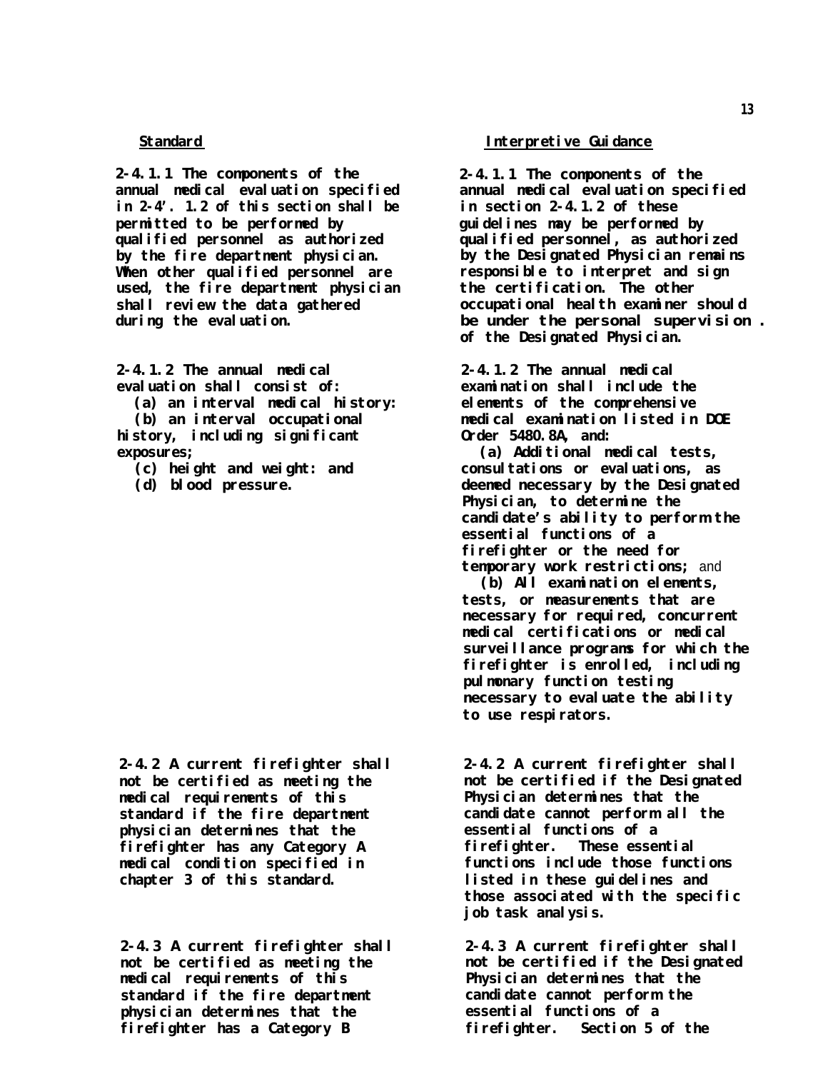| Standard | Interpretive Guidance |
|---|---|
| **2-4.1.1 The components of the annual medical evaluation specified in 2-4'. 1.2 of this section shall be permitted to be performed by qualified personnel as authorized by the fire department physician. When other qualified personnel are used, the fire department physician shall review the data gathered during the evaluation.** | **2-4.1.1 The components of the annual medical evaluation specified in section 2-4.1.2 of these guidelines may be performed by qualified personnel, as authorized by the Designated Physician remains responsible to interpret and sign the certification. The other occupational health examiner should be under the personal supervision . of the Designated Physician.** |
| **2-4.1.2 The annual medical evaluation shall consist of:**<br>**(a) an interval medical history:**<br>**(b) an interval occupational history, including significant exposures;**<br>**(c) height and weight: and**<br>**(d) blood pressure.** | **2-4.1.2 The annual medical examination shall include the elements of the comprehensive medical examination listed in DOE Order 5480.8A, and:**<br>**(a) Additional medical tests, consultations or evaluations, as deemed necessary by the Designated Physician, to determine the candidate's ability to perform the essential functions of a firefighter or the need for temporary work restrictions;** and<br>**(b) All examination elements, tests, or measurements that are necessary for required, concurrent medical certifications or medical surveillance programs for which the firefighter is enrolled, including pulmonary function testing necessary to evaluate the ability to use respirators.** |
| **2-4.2 A current firefighter shall not be certified as meeting the medical requirements of this standard if the fire department physician determines that the firefighter has any Category A medical condition specified in chapter 3 of this standard.** | **2-4.2 A current firefighter shall not be certified if the Designated Physician determines that the candidate cannot perform all the essential functions of a firefighter. These essential functions include those functions listed in these guidelines and those associated with the specific job task analysis.** |
| **2-4.3 A current firefighter shall not be certified as meeting the medical requirements of this standard if the fire department physician determines that the firefighter has a Category B** | **2-4.3 A current firefighter shall not be certified if the Designated Physician determines that the candidate cannot perform the essential functions of a firefighter. Section 5 of the** |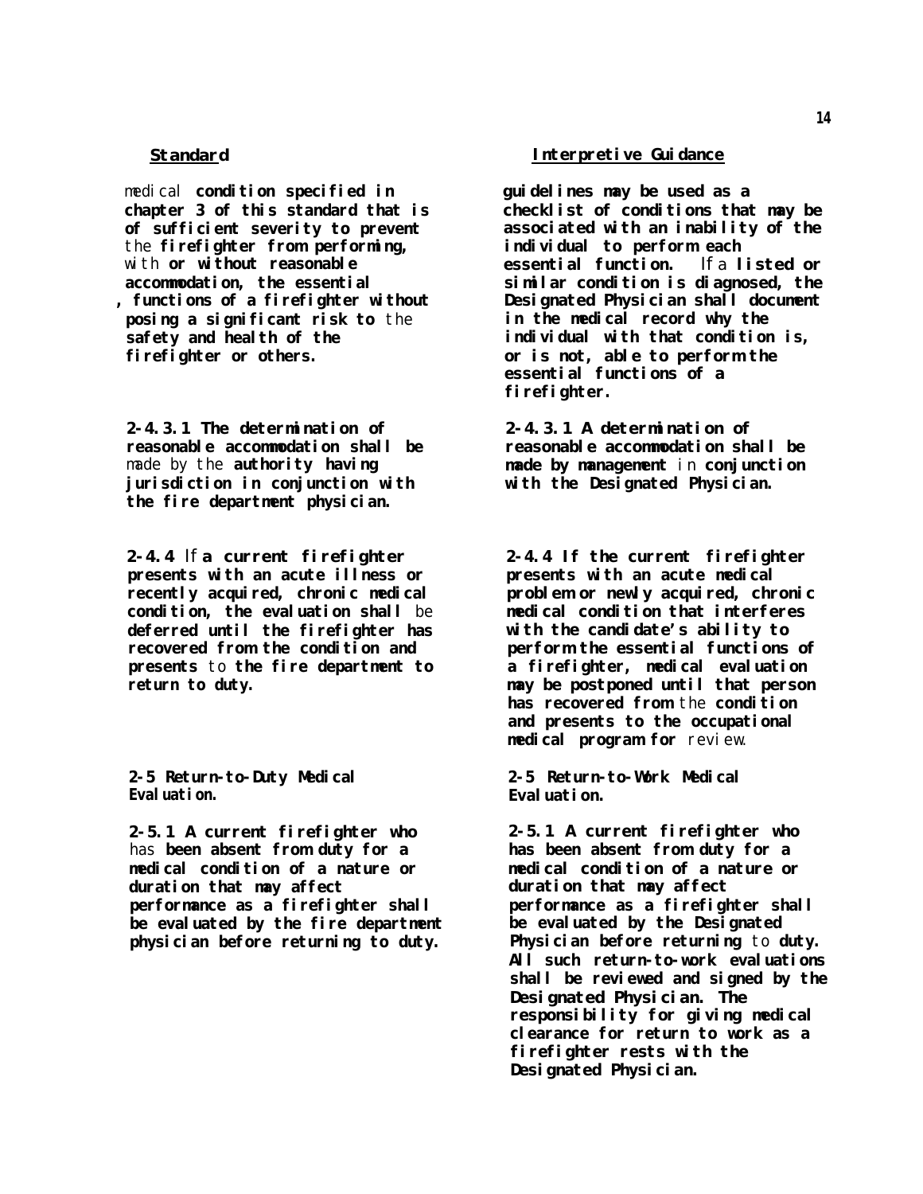| Standard | Interpretive Guidance |
|---|---|
| medical condition specified in chapter 3 of this standard that is of sufficient severity to prevent the firefighter from performing, with or without reasonable accommodation, the essential , functions of a firefighter without posing a significant risk to the safety and health of the firefighter or others. | guidelines may be used as a checklist of conditions that may be associated with an inability of the individual to perform each essential function. If a listed or similar condition is diagnosed, the Designated Physician shall document in the medical record why the individual with that condition is, or is not, able to perform the essential functions of a firefighter. |
| 2-4.3.1 The determination of reasonable accommodation shall be made by the authority having jurisdiction in conjunction with the fire department physician. | 2-4.3.1 A determination of reasonable accommodation shall be made by management in conjunction with the Designated Physician. |
| 2-4.4 If a current firefighter presents with an acute illness or recently acquired, chronic medical condition, the evaluation shall be deferred until the firefighter has recovered from the condition and presents to the fire department to return to duty. | 2-4.4 If the current firefighter presents with an acute medical problem or newly acquired, chronic medical condition that interferes with the candidate's ability to perform the essential functions of a firefighter, medical evaluation may be postponed until that person has recovered from the condition and presents to the occupational medical program for review. |
| **2-5 Return-to-Duty Medical Evaluation.** | **2-5 Return-to-Work Medical Evaluation.** |
| 2-5.1 A current firefighter who has been absent from duty for a medical condition of a nature or duration that may affect performance as a firefighter shall be evaluated by the fire department physician before returning to duty. | 2-5.1 A current firefighter who has been absent from duty for a medical condition of a nature or duration that may affect performance as a firefighter shall be evaluated by the Designated Physician before returning to duty. All such return-to-work evaluations shall be reviewed and signed by the Designated Physician. The responsibility for giving medical clearance for return to work as a firefighter rests with the Designated Physician. |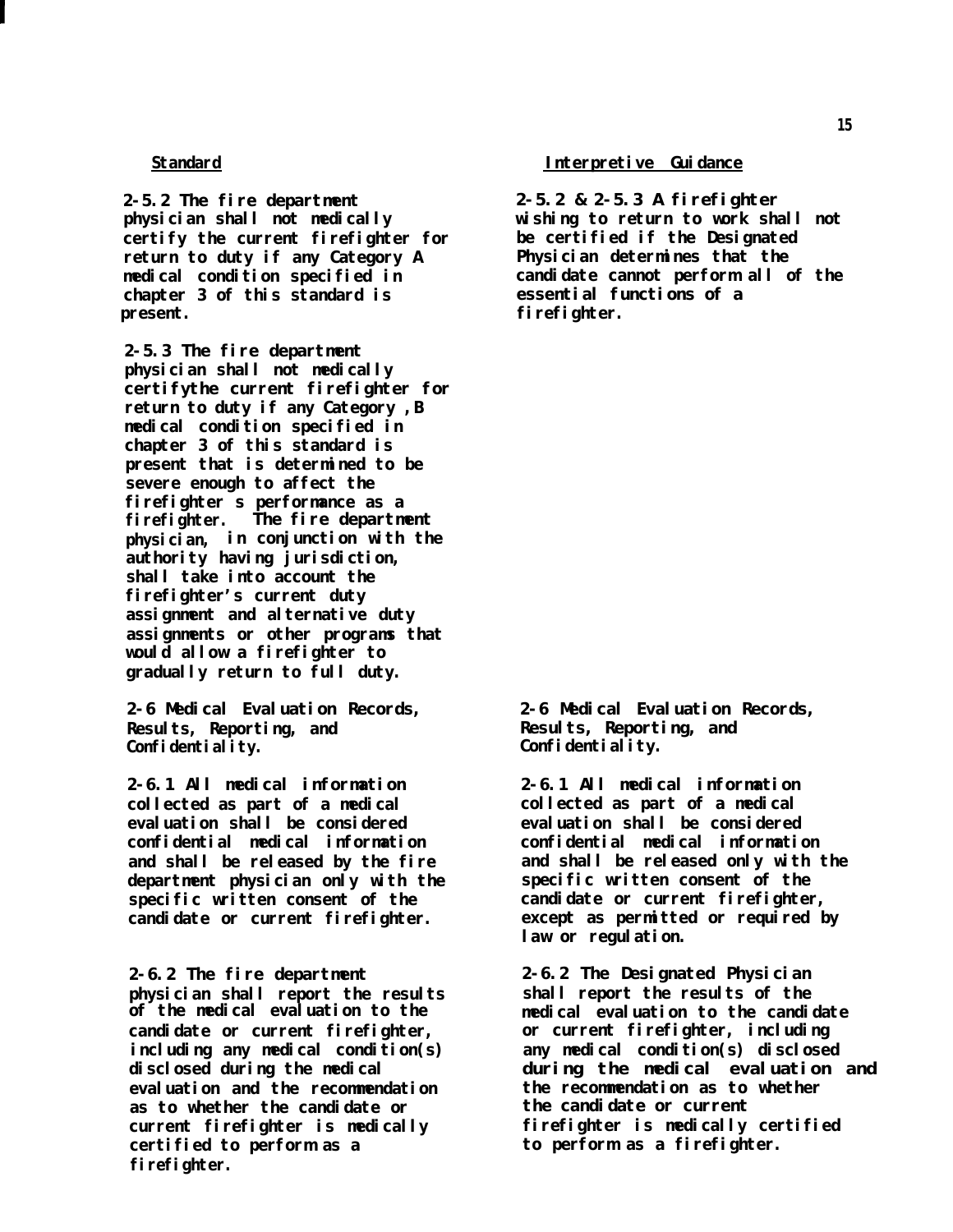| **Standard** | **Interpretive Guidance** |
| --- | --- |
| **2-5.2 The fire department physician shall not medically certify the current firefighter for return to duty if any Category A medical condition specified in chapter 3 of this standard is present.** | **2-5.2 & 2-5.3 A firefighter wishing to return to work shall not be certified if the Designated Physician determines that the candidate cannot perform all of the essential functions of a firefighter.** |
| **2-5.3 The fire department physician shall not medically certifythe current firefighter for return to duty if any Category ,B medical condition specified in chapter 3 of this standard is present that is determined to be severe enough to affect the firefighter s performance as a firefighter. The fire department physician, in conjunction with the authority having jurisdiction, shall take into account the firefighter's current duty assignment and alternative duty assignments or other programs that would allow a firefighter to gradually return to full duty.** | |
| **2-6 Medical Evaluation Records, Results, Reporting, and Confidentiality.** | **2-6 Medical Evaluation Records, Results, Reporting, and Confidentiality.** |
| **2-6.1 All medical information collected as part of a medical evaluation shall be considered confidential medical information and shall be released by the fire department physician only with the specific written consent of the candidate or current firefighter.** | **2-6.1 All medical information collected as part of a medical evaluation shall be considered confidential medical information and shall be released only with the specific written consent of the candidate or current firefighter, except as permitted or required by law or regulation.** |
| **2-6.2 The fire department physician shall report the results of the medical evaluation to the candidate or current firefighter, including any medical condition(s) disclosed during the medical evaluation and the recommendation as to whether the candidate or current firefighter is medically certified to perform as a firefighter.** | **2-6.2 The Designated Physician shall report the results of the medical evaluation to the candidate or current firefighter, including any medical condition(s) disclosed during the medical evaluation and the recommendation as to whether the candidate or current firefighter is medically certified to perform as a firefighter.** |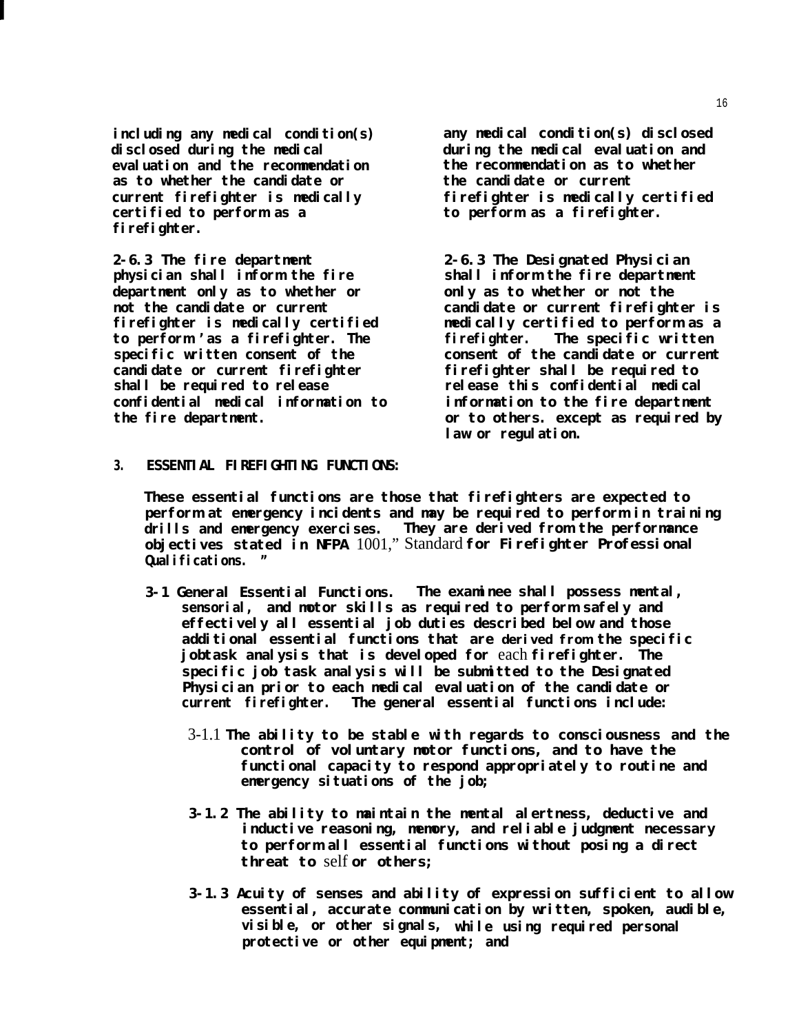| | |
|---|---|
| **including any medical condition(s) disclosed during the medical evaluation and the recommendation as to whether the candidate or current firefighter is medically certified to perform as a firefighter.** | **any medical condition(s) disclosed during the medical evaluation and the recommendation as to whether the candidate or current firefighter is medically certified to perform as a firefighter.** |
| **2-6.3 The fire department physician shall inform the fire department only as to whether or not the candidate or current firefighter is medically certified to perform 'as a firefighter. The specific written consent of the candidate or current firefighter shall be required to release confidential medical information to the fire department.** | **2-6.3 The Designated Physician shall inform the fire department only as to whether or not the candidate or current firefighter is medically certified to perform as a firefighter. The specific written consent of the candidate or current firefighter shall be required to release this confidential medical information to the fire department or to others. except as required by law or regulation.** |

**3. ESSENTIAL FIREFIGHTING FUNCTIONS:**

**These essential functions are those that firefighters are expected to perform at emergency incidents and may be required to perform in training drills and emergency exercises. They are derived from the performance objectives stated in NFPA** 1001," Standard **for Firefighter Professional Qualifications. "**

**3-1 General Essential Functions. The examinee shall possess mental, sensorial, and motor skills as required to perform safely and effectively all essential job duties described below and those additional essential functions that are derived from the specific jobtask analysis that is developed for** each **firefighter. The specific job task analysis will be submitted to the Designated Physician prior to each medical evaluation of the candidate or current firefighter. The general essential functions include:**

3-1.1 **The ability to be stable with regards to consciousness and the control of voluntary motor functions, and to have the functional capacity to respond appropriately to routine and emergency situations of the job;**

**3-1.2 The ability to maintain the mental alertness, deductive and inductive reasoning, memory, and reliable judgment necessary to perform all essential functions without posing a direct threat to** self **or others;**

**3-1.3 Acuity of senses and ability of expression sufficient to allow essential, accurate communication by written, spoken, audible, visible, or other signals, while using required personal protective or other equipment; and**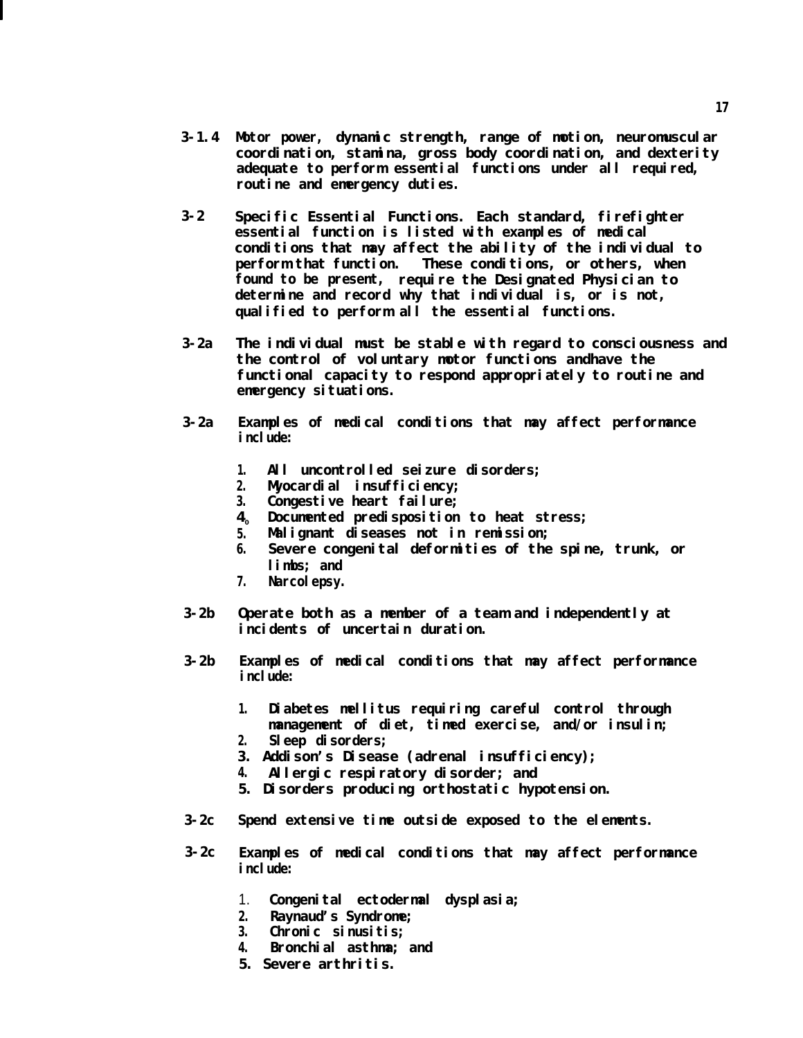**3-1.4 Motor power, dynamic strength, range of motion, neuromuscular coordination, stamina, gross body coordination, and dexterity adequate to perform essential functions under all required, routine and emergency duties.**

**3-2 Specific Essential Functions. Each standard, firefighter essential function is listed with examples of medical conditions that may affect the ability of the individual to perform that function. These conditions, or others, when found to be present, require the Designated Physician to determine and record why that individual is, or is not, qualified to perform all the essential functions.**

**3-2a The individual must be stable with regard to consciousness and the control of voluntary motor functions andhave the functional capacity to respond appropriately to routine and emergency situations.**

**3-2a Examples of medical conditions that may affect performance include:**

1. **All uncontrolled seizure disorders;**
2. **Myocardial insufficiency;**
3. **Congestive heart failure;**
4. **Documented predisposition to heat stress;**
5. **Malignant diseases not in remission;**
6. **Severe congenital deformities of the spine, trunk, or limbs; and**
7. **Narcolepsy.**

**3-2b Operate both as a member of a team and independently at incidents of uncertain duration.**

**3-2b Examples of medical conditions that may affect performance include:**

1. **Diabetes mellitus requiring careful control through management of diet, timed exercise, and/or insulin;**
2. **Sleep disorders;**
3. **Addison's Disease (adrenal insufficiency);**
4. **Allergic respiratory disorder; and**
5. **Disorders producing orthostatic hypotension.**

**3-2c Spend extensive time outside exposed to the elements.**

**3-2c Examples of medical conditions that may affect performance include:**

1. **Congenital ectodermal dysplasia;**
2. **Raynaud's Syndrome;**
3. **Chronic sinusitis;**
4. **Bronchial asthma; and**
5. **Severe arthritis.**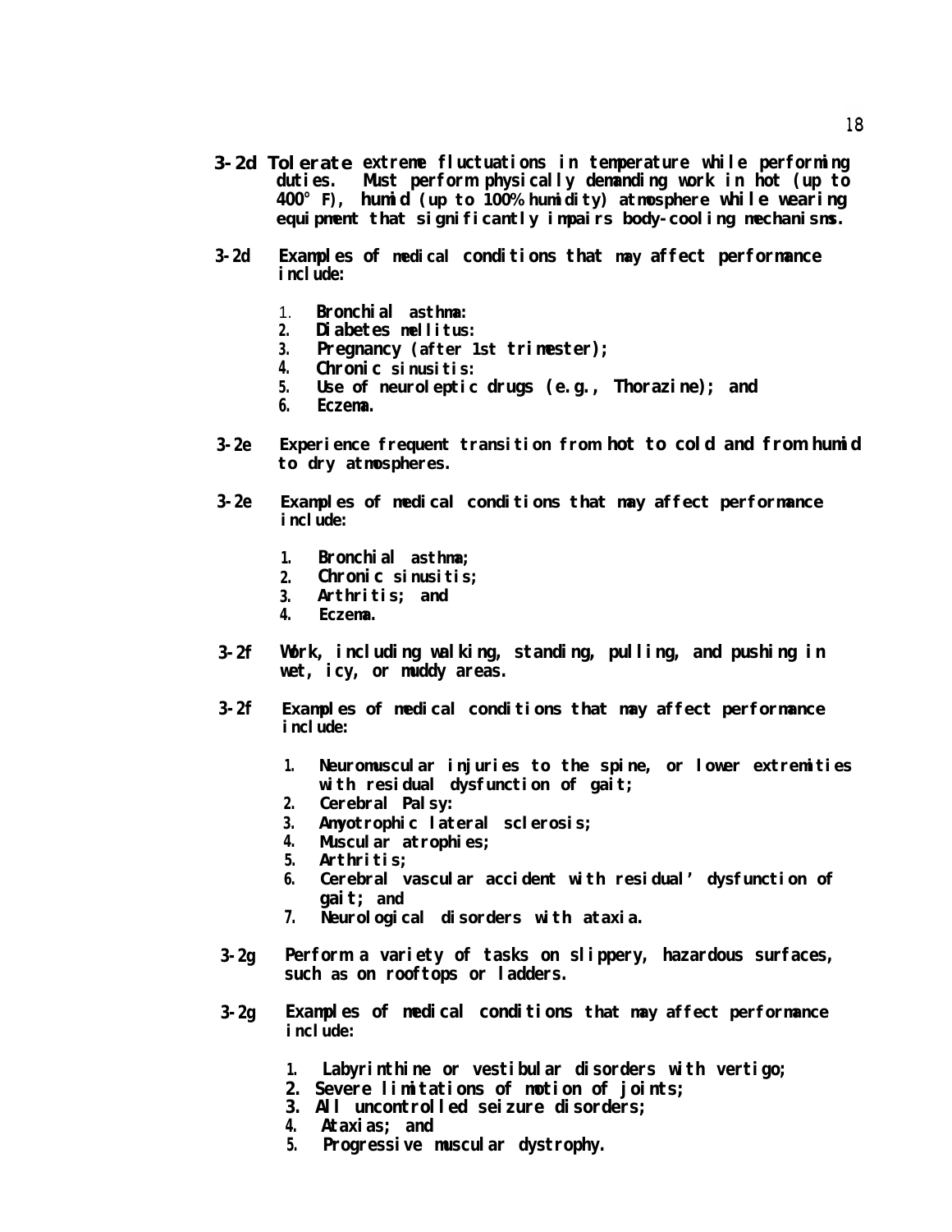**3-2d** Tolerate extreme fluctuations in temperature while performing duties. Must perform physically demanding work in hot (up to 400° F), humid (up to 100% humidity) atmosphere while wearing equipment that significantly impairs body-cooling mechanisms.

**3-2d** Examples of medical conditions that may affect performance include:

1. Bronchial asthma:
2. Diabetes mellitus:
3. Pregnancy (after 1st trimester);
4. Chronic sinusitis:
5. Use of neuroleptic drugs (e.g., Thorazine); and
6. Eczema.

**3-2e** Experience frequent transition from hot to cold and from humid to dry atmospheres.

**3-2e** Examples of medical conditions that may affect performance include:

1. Bronchial asthma;
2. Chronic sinusitis;
3. Arthritis; and
4. Eczema.

**3-2f** Work, including walking, standing, pulling, and pushing in wet, icy, or muddy areas.

**3-2f** Examples of medical conditions that may affect performance include:

1. Neuromuscular injuries to the spine, or lower extremities with residual dysfunction of gait;
2. Cerebral Palsy:
3. Amyotrophic lateral sclerosis;
4. Muscular atrophies;
5. Arthritis;
6. Cerebral vascular accident with residual' dysfunction of gait; and
7. Neurological disorders with ataxia.

**3-2g** Perform a variety of tasks on slippery, hazardous surfaces, such as on rooftops or ladders.

**3-2g** Examples of medical conditions that may affect performance include:

1. Labyrinthine or vestibular disorders with vertigo;
2. Severe limitations of motion of joints;
3. All uncontrolled seizure disorders;
4. Ataxias; and
5. Progressive muscular dystrophy.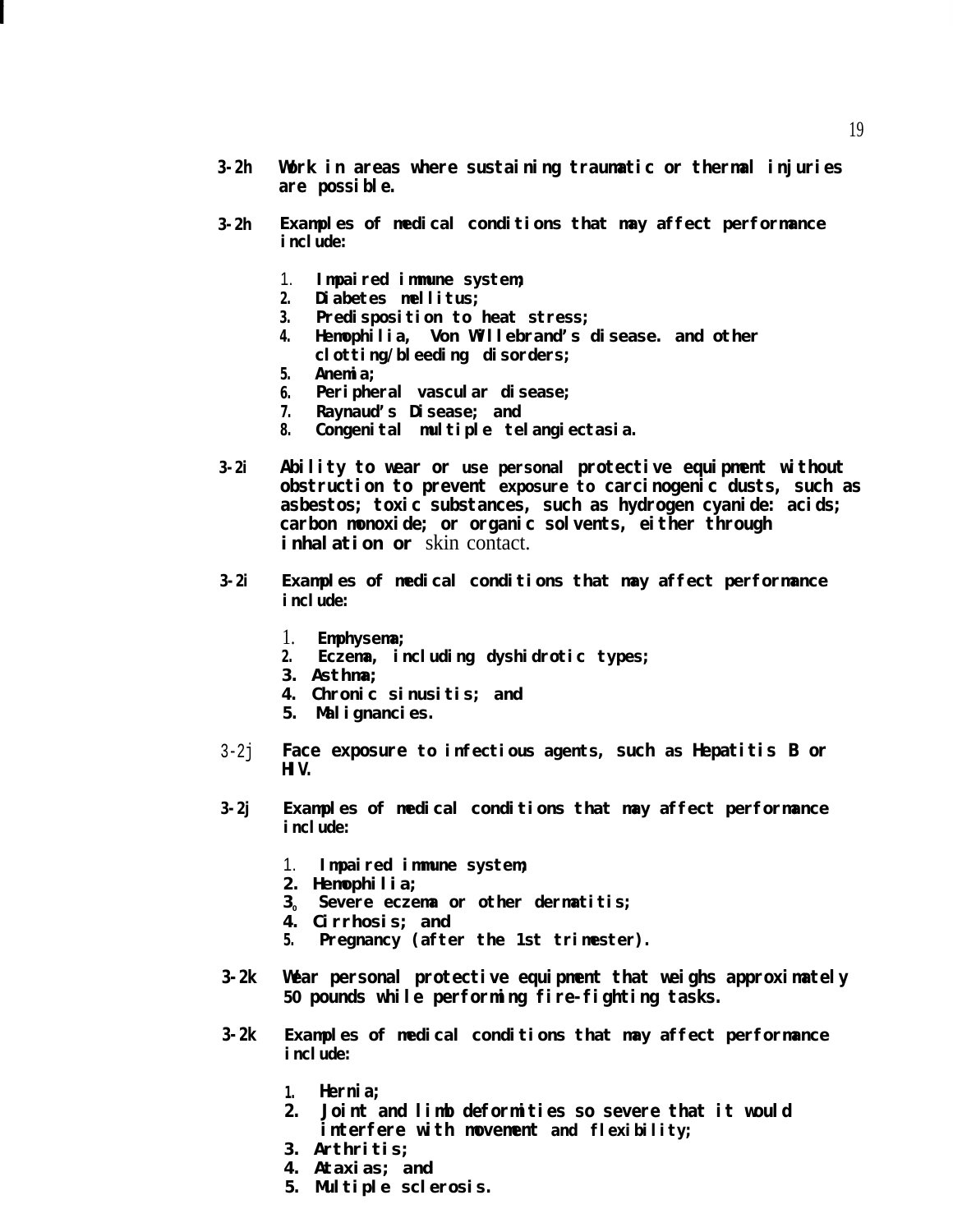**3-2h Work in areas where sustaining traumatic or thermal injuries are possible.**

**3-2h Examples of medical conditions that may affect performance include:**

1. Impaired immune system;
2. Diabetes mellitus;
3. Predisposition to heat stress;
4. Hemophilia, Von Willebrand's disease. and other clotting/bleeding disorders;
5. Anemia;
6. Peripheral vascular disease;
7. Raynaud's Disease; and
8. Congenital multiple telangiectasia.

**3-2i Ability to wear or use personal protective equipment without obstruction to prevent exposure to carcinogenic dusts, such as asbestos; toxic substances, such as hydrogen cyanide: acids; carbon monoxide; or organic solvents, either through inhalation or skin contact.**

**3-2i Examples of medical conditions that may affect performance include:**

1. Emphysema;
2. Eczema, including dyshidrotic types;
3. Asthma;
4. Chronic sinusitis; and
5. Malignancies.

**3-2j Face exposure to infectious agents, such as Hepatitis B or HIV.**

**3-2j Examples of medical conditions that may affect performance include:**

1. Impaired immune system;
2. Hemophilia;
3. Severe eczema or other dermatitis;
4. Cirrhosis; and
5. Pregnancy (after the 1st trimester).

**3-2k Wear personal protective equipment that weighs approximately 50 pounds while performing fire-fighting tasks.**

**3-2k Examples of medical conditions that may affect performance include:**

1. Hernia;
2. Joint and limb deformities so severe that it would interfere with movement and flexibility;
3. Arthritis;
4. Ataxias; and
5. Multiple sclerosis.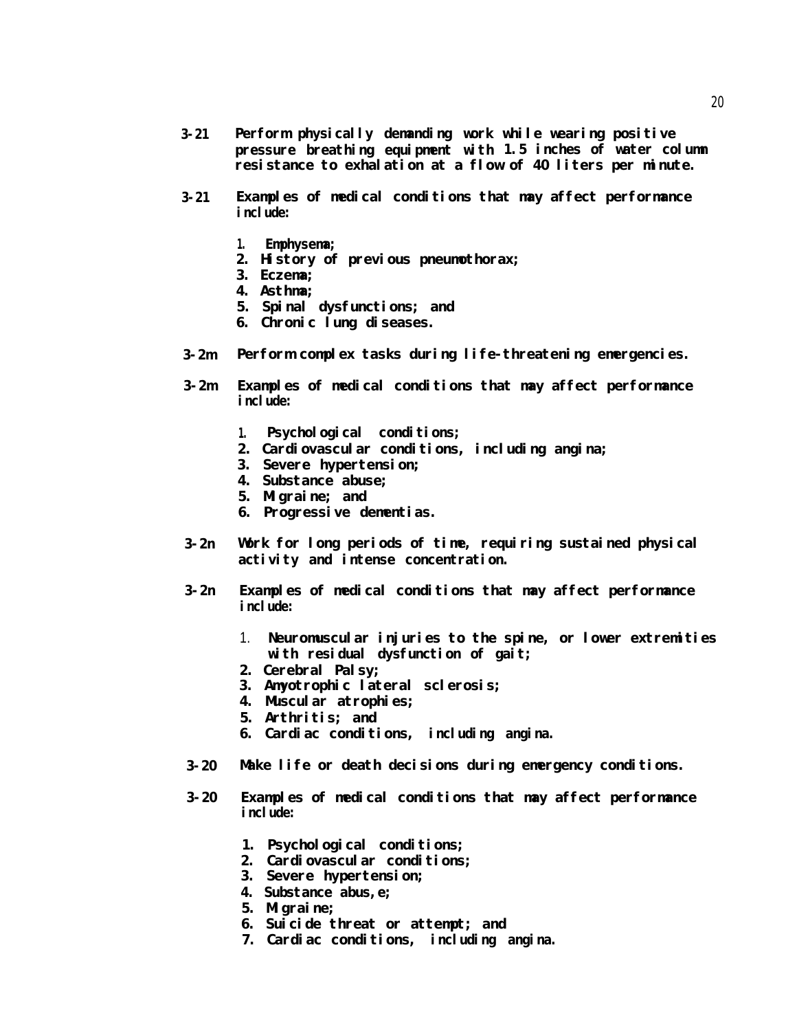**3-21** **Perform physically demanding work while wearing positive pressure breathing equipment with 1.5 inches of water column resistance to exhalation at a flow of 40 liters per minute.**

**3-21** **Examples of medical conditions that may affect performance include:**

1. **Emphysema;**
2. **History of previous pneumothorax;**
3. **Eczema;**
4. **Asthma;**
5. **Spinal dysfunctions; and**
6. **Chronic lung diseases.**

**3-2m** **Perform complex tasks during life-threatening emergencies.**

**3-2m** **Examples of medical conditions that may affect performance include:**

1. **Psychological conditions;**
2. **Cardiovascular conditions, including angina;**
3. **Severe hypertension;**
4. **Substance abuse;**
5. **Migraine; and**
6. **Progressive dementias.**

**3-2n** **Work for long periods of time, requiring sustained physical activity and intense concentration.**

**3-2n** **Examples of medical conditions that may affect performance include:**

1. **Neuromuscular injuries to the spine, or lower extremities with residual dysfunction of gait;**
2. **Cerebral Palsy;**
3. **Amyotrophic lateral sclerosis;**
4. **Muscular atrophies;**
5. **Arthritis; and**
6. **Cardiac conditions, including angina.**

**3-20** **Make life or death decisions during emergency conditions.**

**3-20** **Examples of medical conditions that may affect performance include:**

1. **Psychological conditions;**
2. **Cardiovascular conditions;**
3. **Severe hypertension;**
4. **Substance abus,e;**
5. **Migraine;**
6. **Suicide threat or attempt; and**
7. **Cardiac conditions, including angina.**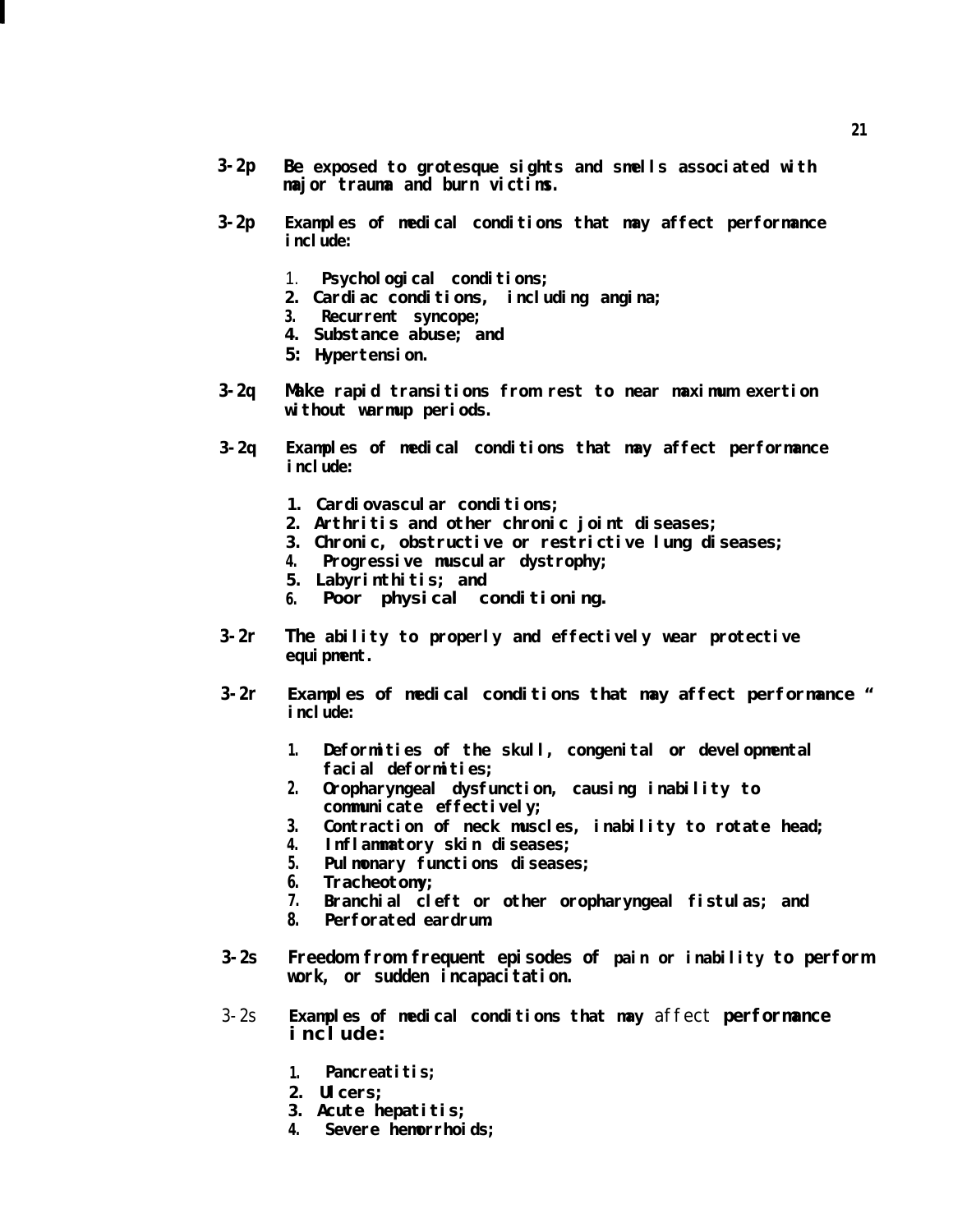**3-2p** Be exposed to grotesque sights and smells associated with major trauma and burn victims.

**3-2p** Examples of medical conditions that may affect performance include:

1. Psychological conditions;
2. Cardiac conditions, including angina;
3. Recurrent syncope;
4. Substance abuse; and
5: Hypertension.

**3-2q** Make rapid transitions from rest to near maximum exertion without warmup periods.

**3-2q** Examples of medical conditions that may affect performance include:

1. Cardiovascular conditions;
2. Arthritis and other chronic joint diseases;
3. Chronic, obstructive or restrictive lung diseases;
4. Progressive muscular dystrophy;
5. Labyrinthitis; and
6. Poor physical conditioning.

**3-2r** The ability to properly and effectively wear protective equipment.

**3-2r** Examples of medical conditions that may affect performance " include:

1. Deformities of the skull, congenital or developmental facial deformities;
2. Oropharyngeal dysfunction, causing inability to communicate effectively;
3. Contraction of neck muscles, inability to rotate head;
4. Inflammatory skin diseases;
5. Pulmonary functions diseases;
6. Tracheotomy;
7. Branchial cleft or other oropharyngeal fistulas; and
8. Perforated eardrum.

**3-2s** Freedom from frequent episodes of pain or inability to perform work, or sudden incapacitation.

**3-2s** Examples of medical conditions that may affect performance include:

1. Pancreatitis;
2. Ulcers;
3. Acute hepatitis;
4. Severe hemorrhoids;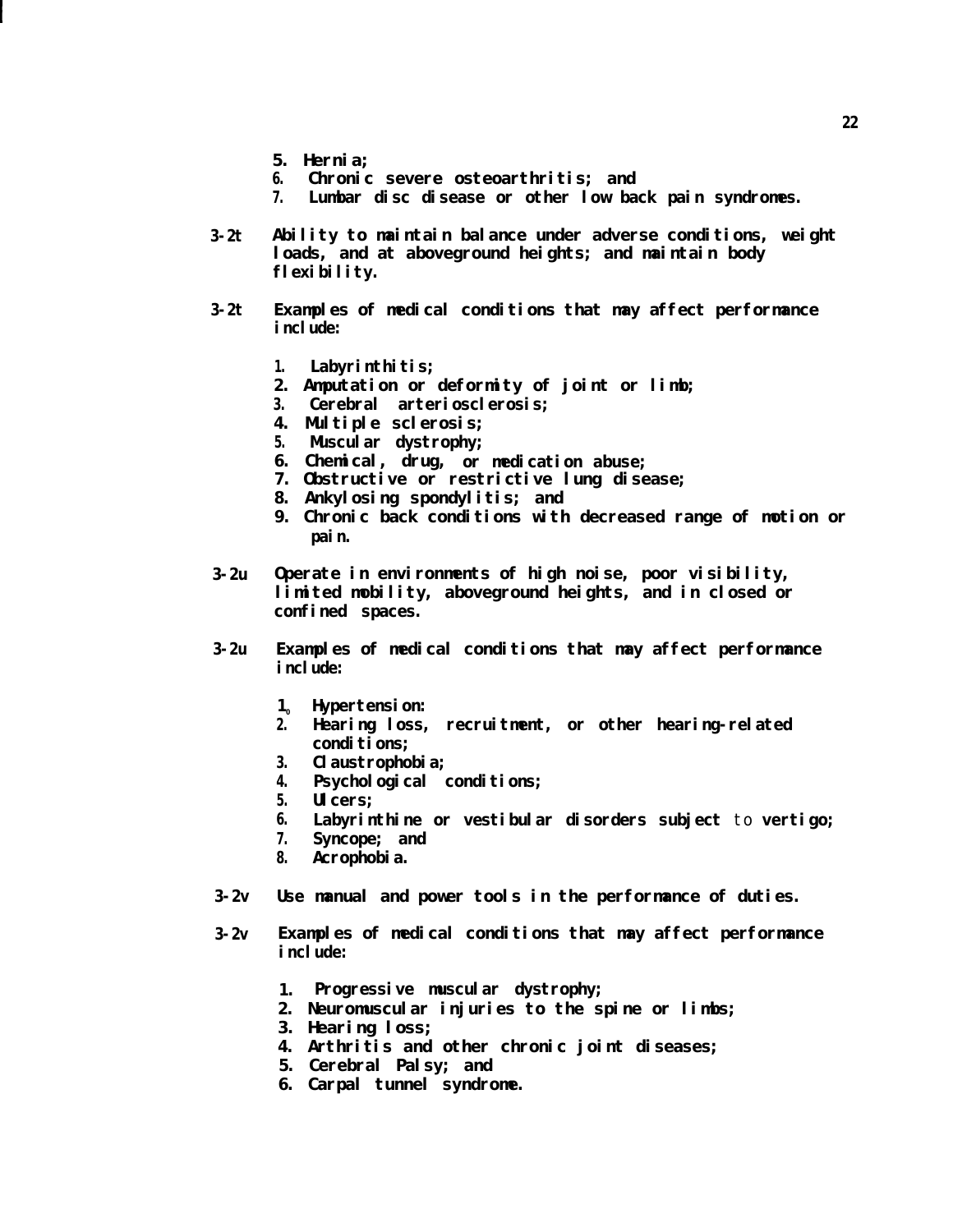5. Hernia;
6. Chronic severe osteoarthritis; and
7. Lumbar disc disease or other low back pain syndromes.

**3-2t** Ability to maintain balance under adverse conditions, weight loads, and at aboveground heights; and maintain body flexibility.

**3-2t** Examples of medical conditions that may affect performance include:

1. Labyrinthitis;
2. Amputation or deformity of joint or limb;
3. Cerebral arteriosclerosis;
4. Multiple sclerosis;
5. Muscular dystrophy;
6. Chemical, drug, or medication abuse;
7. Obstructive or restrictive lung disease;
8. Ankylosing spondylitis; and
9. Chronic back conditions with decreased range of motion or pain.

**3-2u** Operate in environments of high noise, poor visibility, limited mobility, aboveground heights, and in closed or confined spaces.

**3-2u** Examples of medical conditions that may affect performance include:

1. Hypertension:
2. Hearing loss, recruitment, or other hearing-related conditions;
3. Claustrophobia;
4. Psychological conditions;
5. Ulcers;
6. Labyrinthine or vestibular disorders subject to vertigo;
7. Syncope; and
8. Acrophobia.

**3-2v** Use manual and power tools in the performance of duties.

**3-2v** Examples of medical conditions that may affect performance include:

1. Progressive muscular dystrophy;
2. Neuromuscular injuries to the spine or limbs;
3. Hearing loss;
4. Arthritis and other chronic joint diseases;
5. Cerebral Palsy; and
6. Carpal tunnel syndrome.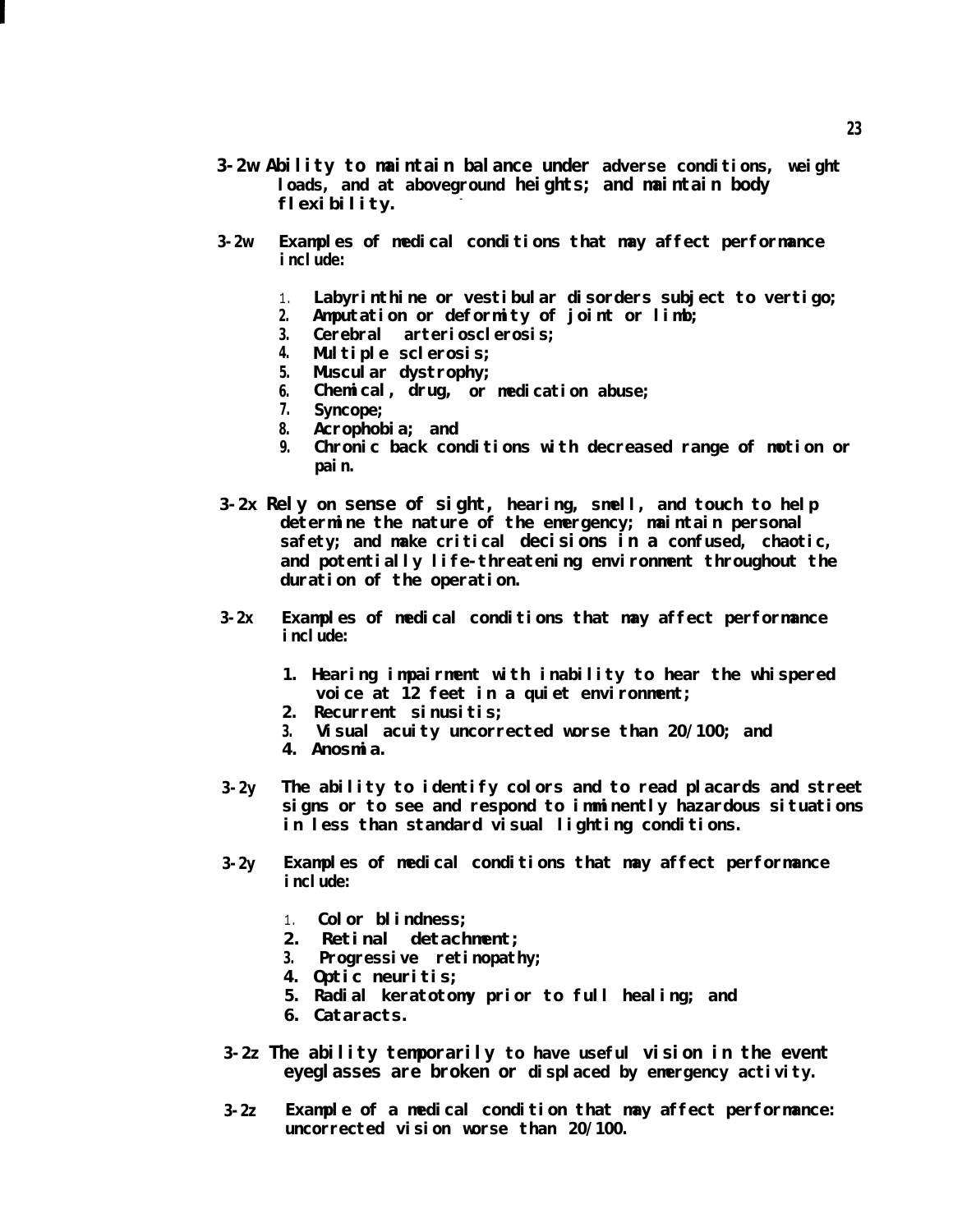**3-2w Ability to maintain balance under adverse conditions, weight loads, and at aboveground heights; and maintain body flexibility.**

**3-2w Examples of medical conditions that may affect performance include:**

1. Labyrinthine or vestibular disorders subject to vertigo;
2. Amputation or deformity of joint or limb;
3. Cerebral arteriosclerosis;
4. Multiple sclerosis;
5. Muscular dystrophy;
6. Chemical, drug, or medication abuse;
7. Syncope;
8. Acrophobia; and
9. Chronic back conditions with decreased range of motion or pain.

**3-2x Rely on sense of sight, hearing, smell, and touch to help determine the nature of the emergency; maintain personal safety; and make critical decisions in a confused, chaotic, and potentially life-threatening environment throughout the duration of the operation.**

**3-2x Examples of medical conditions that may affect performance include:**

1. Hearing impairment with inability to hear the whispered voice at 12 feet in a quiet environment;
2. Recurrent sinusitis;
3. Visual acuity uncorrected worse than 20/100; and
4. Anosmia.

**3-2y The ability to identify colors and to read placards and street signs or to see and respond to imminently hazardous situations in less than standard visual lighting conditions.**

**3-2y Examples of medical conditions that may affect performance include:**

1. Color blindness;
2. Retinal detachment;
3. Progressive retinopathy;
4. Optic neuritis;
5. Radial keratotomy prior to full healing; and
6. Cataracts.

**3-2z The ability temporarily to have useful vision in the event eyeglasses are broken or displaced by emergency activity.**

**3-2z Example of a medical condition that may affect performance: uncorrected vision worse than 20/100.**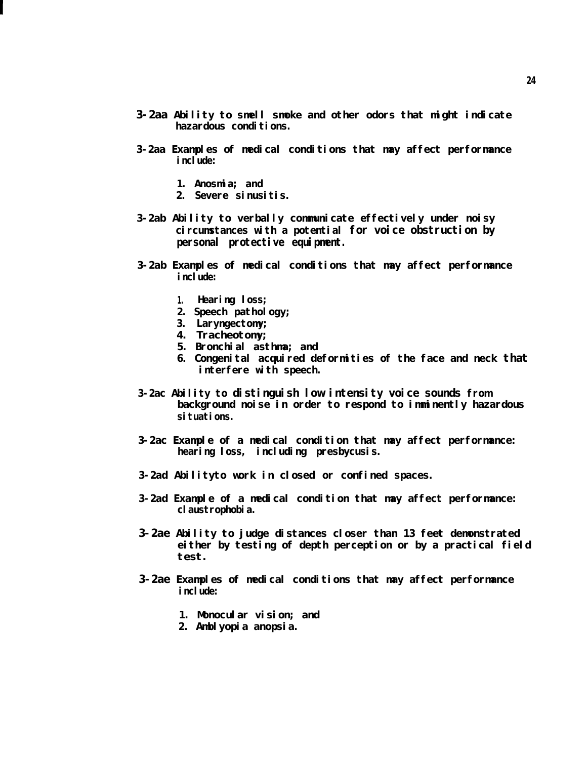3-2aa Ability to smell smoke and other odors that might indicate hazardous conditions.

3-2aa Examples of medical conditions that may affect performance include:

1. Anosmia; and
2. Severe sinusitis.

3-2ab Ability to verbally communicate effectively under noisy circumstances with a potential for voice obstruction by personal protective equipment.

3-2ab Examples of medical conditions that may affect performance include:

1. Hearing loss;
2. Speech pathology;
3. Laryngectomy;
4. Tracheotomy;
5. Bronchial asthma; and
6. Congenital acquired deformities of the face and neck that interfere with speech.

3-2ac Ability to distinguish low intensity voice sounds from background noise in order to respond to imminently hazardous situations.

3-2ac Example of a medical condition that may affect performance: hearing loss, including presbycusis.

3-2ad Abilityto work in closed or confined spaces.

3-2ad Example of a medical condition that may affect performance: claustrophobia.

3-2ae Ability to judge distances closer than 13 feet demonstrated either by testing of depth perception or by a practical field test.

3-2ae Examples of medical conditions that may affect performance include:

1. Monocular vision; and
2. Amblyopia anopsia.